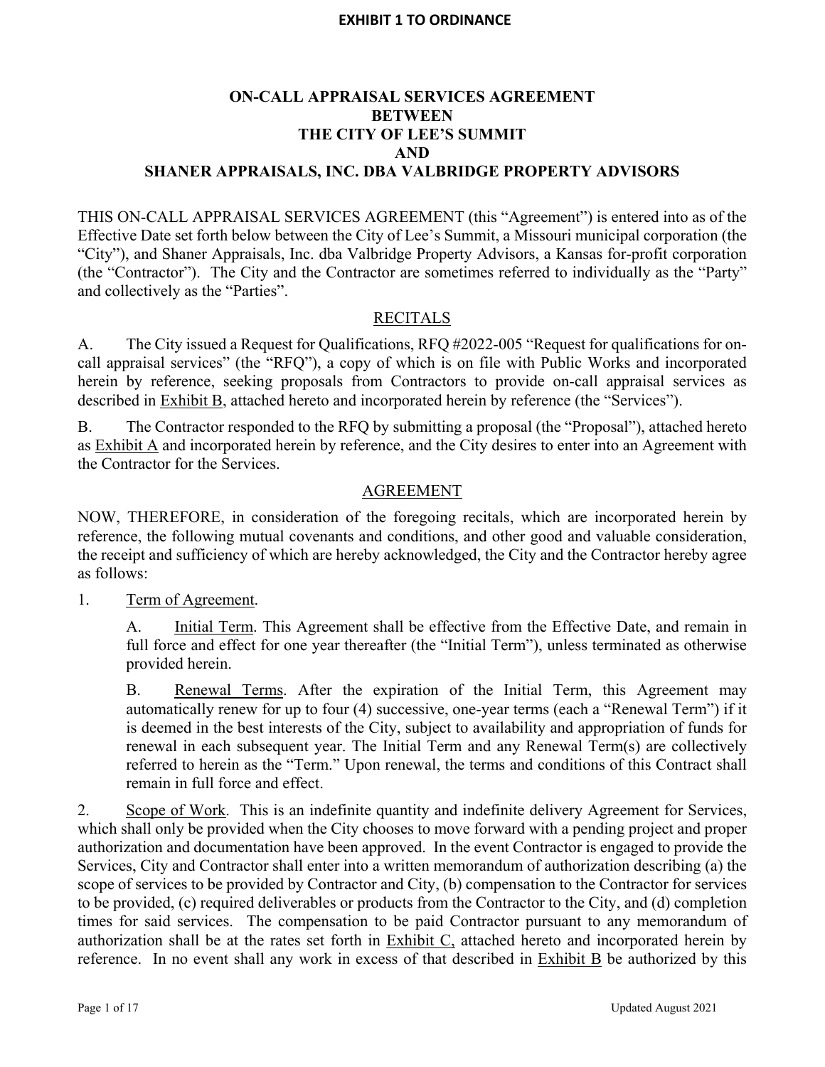**EXHIBIT 1 TO ORDINANCE**

# ON-CALL APPRAISAL SERVICES AGREEMENT
# BETWEEN
# THE CITY OF LEE'S SUMMIT
# AND
# SHANER APPRAISALS, INC. DBA VALBRIDGE PROPERTY ADVISORS

THIS ON-CALL APPRAISAL SERVICES AGREEMENT (this "Agreement") is entered into as of the Effective Date set forth below between the City of Lee's Summit, a Missouri municipal corporation (the "City"), and Shaner Appraisals, Inc. dba Valbridge Property Advisors, a Kansas for-profit corporation (the "Contractor"). The City and the Contractor are sometimes referred to individually as the "Party" and collectively as the "Parties".

## RECITALS

A. The City issued a Request for Qualifications, RFQ #2022-005 "Request for qualifications for on-call appraisal services" (the "RFQ"), a copy of which is on file with Public Works and incorporated herein by reference, seeking proposals from Contractors to provide on-call appraisal services as described in Exhibit B, attached hereto and incorporated herein by reference (the "Services").

B. The Contractor responded to the RFQ by submitting a proposal (the "Proposal"), attached hereto as Exhibit A and incorporated herein by reference, and the City desires to enter into an Agreement with the Contractor for the Services.

## AGREEMENT

NOW, THEREFORE, in consideration of the foregoing recitals, which are incorporated herein by reference, the following mutual covenants and conditions, and other good and valuable consideration, the receipt and sufficiency of which are hereby acknowledged, the City and the Contractor hereby agree as follows:

1. Term of Agreement.

   A. Initial Term. This Agreement shall be effective from the Effective Date, and remain in full force and effect for one year thereafter (the "Initial Term"), unless terminated as otherwise provided herein.

   B. Renewal Terms. After the expiration of the Initial Term, this Agreement may automatically renew for up to four (4) successive, one-year terms (each a "Renewal Term") if it is deemed in the best interests of the City, subject to availability and appropriation of funds for renewal in each subsequent year. The Initial Term and any Renewal Term(s) are collectively referred to herein as the "Term." Upon renewal, the terms and conditions of this Contract shall remain in full force and effect.

2. Scope of Work. This is an indefinite quantity and indefinite delivery Agreement for Services, which shall only be provided when the City chooses to move forward with a pending project and proper authorization and documentation have been approved. In the event Contractor is engaged to provide the Services, City and Contractor shall enter into a written memorandum of authorization describing (a) the scope of services to be provided by Contractor and City, (b) compensation to the Contractor for services to be provided, (c) required deliverables or products from the Contractor to the City, and (d) completion times for said services. The compensation to be paid Contractor pursuant to any memorandum of authorization shall be at the rates set forth in Exhibit C, attached hereto and incorporated herein by reference. In no event shall any work in excess of that described in Exhibit B be authorized by this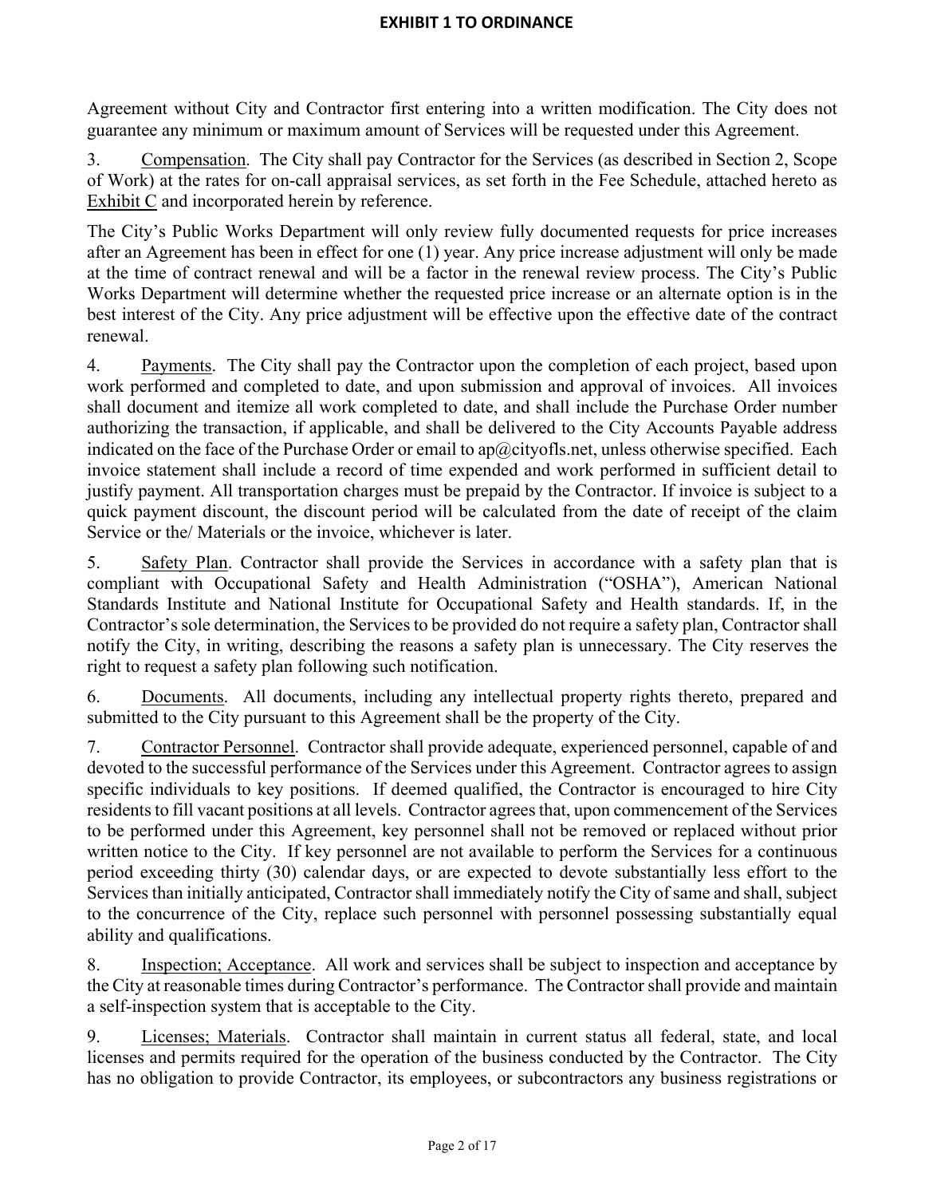Agreement without City and Contractor first entering into a written modification. The City does not guarantee any minimum or maximum amount of Services will be requested under this Agreement.

3. Compensation. The City shall pay Contractor for the Services (as described in Section 2, Scope of Work) at the rates for on-call appraisal services, as set forth in the Fee Schedule, attached hereto as Exhibit C and incorporated herein by reference.

The City's Public Works Department will only review fully documented requests for price increases after an Agreement has been in effect for one (1) year. Any price increase adjustment will only be made at the time of contract renewal and will be a factor in the renewal review process. The City's Public Works Department will determine whether the requested price increase or an alternate option is in the best interest of the City. Any price adjustment will be effective upon the effective date of the contract renewal.

4. Payments. The City shall pay the Contractor upon the completion of each project, based upon work performed and completed to date, and upon submission and approval of invoices. All invoices shall document and itemize all work completed to date, and shall include the Purchase Order number authorizing the transaction, if applicable, and shall be delivered to the City Accounts Payable address indicated on the face of the Purchase Order or email to ap@cityofls.net, unless otherwise specified. Each invoice statement shall include a record of time expended and work performed in sufficient detail to justify payment. All transportation charges must be prepaid by the Contractor. If invoice is subject to a quick payment discount, the discount period will be calculated from the date of receipt of the claim Service or the/ Materials or the invoice, whichever is later.

5. Safety Plan. Contractor shall provide the Services in accordance with a safety plan that is compliant with Occupational Safety and Health Administration ("OSHA"), American National Standards Institute and National Institute for Occupational Safety and Health standards. If, in the Contractor's sole determination, the Services to be provided do not require a safety plan, Contractor shall notify the City, in writing, describing the reasons a safety plan is unnecessary. The City reserves the right to request a safety plan following such notification.

6. Documents. All documents, including any intellectual property rights thereto, prepared and submitted to the City pursuant to this Agreement shall be the property of the City.

7. Contractor Personnel. Contractor shall provide adequate, experienced personnel, capable of and devoted to the successful performance of the Services under this Agreement. Contractor agrees to assign specific individuals to key positions. If deemed qualified, the Contractor is encouraged to hire City residents to fill vacant positions at all levels. Contractor agrees that, upon commencement of the Services to be performed under this Agreement, key personnel shall not be removed or replaced without prior written notice to the City. If key personnel are not available to perform the Services for a continuous period exceeding thirty (30) calendar days, or are expected to devote substantially less effort to the Services than initially anticipated, Contractor shall immediately notify the City of same and shall, subject to the concurrence of the City, replace such personnel with personnel possessing substantially equal ability and qualifications.

8. Inspection; Acceptance. All work and services shall be subject to inspection and acceptance by the City at reasonable times during Contractor's performance. The Contractor shall provide and maintain a self-inspection system that is acceptable to the City.

9. Licenses; Materials. Contractor shall maintain in current status all federal, state, and local licenses and permits required for the operation of the business conducted by the Contractor. The City has no obligation to provide Contractor, its employees, or subcontractors any business registrations or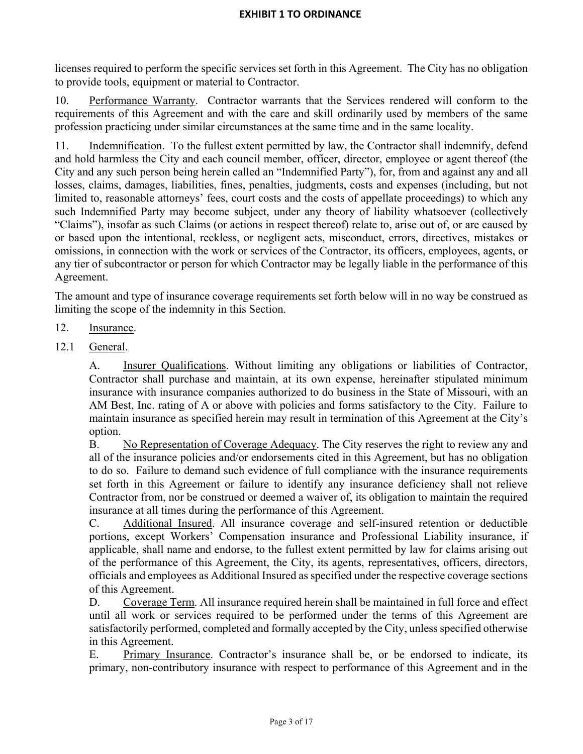licenses required to perform the specific services set forth in this Agreement. The City has no obligation to provide tools, equipment or material to Contractor.

10. Performance Warranty. Contractor warrants that the Services rendered will conform to the requirements of this Agreement and with the care and skill ordinarily used by members of the same profession practicing under similar circumstances at the same time and in the same locality.

11. Indemnification. To the fullest extent permitted by law, the Contractor shall indemnify, defend and hold harmless the City and each council member, officer, director, employee or agent thereof (the City and any such person being herein called an "Indemnified Party"), for, from and against any and all losses, claims, damages, liabilities, fines, penalties, judgments, costs and expenses (including, but not limited to, reasonable attorneys' fees, court costs and the costs of appellate proceedings) to which any such Indemnified Party may become subject, under any theory of liability whatsoever (collectively "Claims"), insofar as such Claims (or actions in respect thereof) relate to, arise out of, or are caused by or based upon the intentional, reckless, or negligent acts, misconduct, errors, directives, mistakes or omissions, in connection with the work or services of the Contractor, its officers, employees, agents, or any tier of subcontractor or person for which Contractor may be legally liable in the performance of this Agreement.

The amount and type of insurance coverage requirements set forth below will in no way be construed as limiting the scope of the indemnity in this Section.

12. Insurance.

12.1 General.

A. Insurer Qualifications. Without limiting any obligations or liabilities of Contractor, Contractor shall purchase and maintain, at its own expense, hereinafter stipulated minimum insurance with insurance companies authorized to do business in the State of Missouri, with an AM Best, Inc. rating of A or above with policies and forms satisfactory to the City. Failure to maintain insurance as specified herein may result in termination of this Agreement at the City's option.

B. No Representation of Coverage Adequacy. The City reserves the right to review any and all of the insurance policies and/or endorsements cited in this Agreement, but has no obligation to do so. Failure to demand such evidence of full compliance with the insurance requirements set forth in this Agreement or failure to identify any insurance deficiency shall not relieve Contractor from, nor be construed or deemed a waiver of, its obligation to maintain the required insurance at all times during the performance of this Agreement.

C. Additional Insured. All insurance coverage and self-insured retention or deductible portions, except Workers' Compensation insurance and Professional Liability insurance, if applicable, shall name and endorse, to the fullest extent permitted by law for claims arising out of the performance of this Agreement, the City, its agents, representatives, officers, directors, officials and employees as Additional Insured as specified under the respective coverage sections of this Agreement.

D. Coverage Term. All insurance required herein shall be maintained in full force and effect until all work or services required to be performed under the terms of this Agreement are satisfactorily performed, completed and formally accepted by the City, unless specified otherwise in this Agreement.

E. Primary Insurance. Contractor's insurance shall be, or be endorsed to indicate, its primary, non-contributory insurance with respect to performance of this Agreement and in the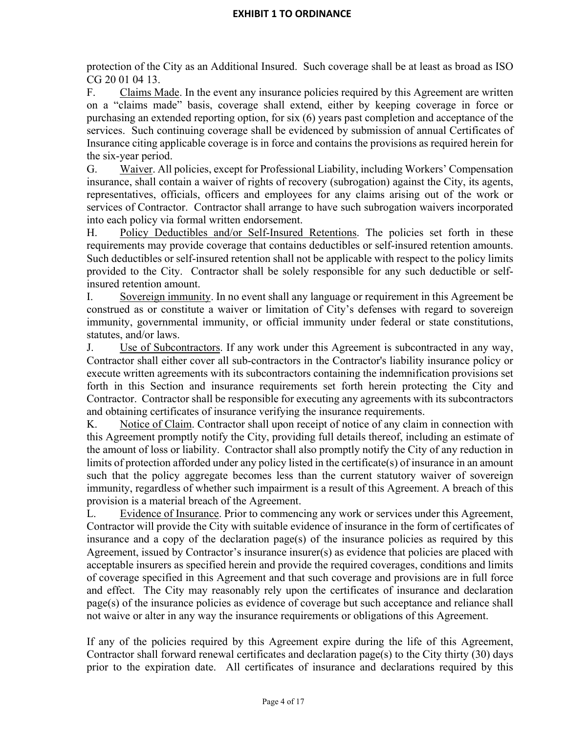protection of the City as an Additional Insured. Such coverage shall be at least as broad as ISO CG 20 01 04 13.

F. Claims Made. In the event any insurance policies required by this Agreement are written on a "claims made" basis, coverage shall extend, either by keeping coverage in force or purchasing an extended reporting option, for six (6) years past completion and acceptance of the services. Such continuing coverage shall be evidenced by submission of annual Certificates of Insurance citing applicable coverage is in force and contains the provisions as required herein for the six-year period.

G. Waiver. All policies, except for Professional Liability, including Workers' Compensation insurance, shall contain a waiver of rights of recovery (subrogation) against the City, its agents, representatives, officials, officers and employees for any claims arising out of the work or services of Contractor. Contractor shall arrange to have such subrogation waivers incorporated into each policy via formal written endorsement.

H. Policy Deductibles and/or Self-Insured Retentions. The policies set forth in these requirements may provide coverage that contains deductibles or self-insured retention amounts. Such deductibles or self-insured retention shall not be applicable with respect to the policy limits provided to the City. Contractor shall be solely responsible for any such deductible or self-insured retention amount.

I. Sovereign immunity. In no event shall any language or requirement in this Agreement be construed as or constitute a waiver or limitation of City's defenses with regard to sovereign immunity, governmental immunity, or official immunity under federal or state constitutions, statutes, and/or laws.

J. Use of Subcontractors. If any work under this Agreement is subcontracted in any way, Contractor shall either cover all sub-contractors in the Contractor's liability insurance policy or execute written agreements with its subcontractors containing the indemnification provisions set forth in this Section and insurance requirements set forth herein protecting the City and Contractor. Contractor shall be responsible for executing any agreements with its subcontractors and obtaining certificates of insurance verifying the insurance requirements.

K. Notice of Claim. Contractor shall upon receipt of notice of any claim in connection with this Agreement promptly notify the City, providing full details thereof, including an estimate of the amount of loss or liability. Contractor shall also promptly notify the City of any reduction in limits of protection afforded under any policy listed in the certificate(s) of insurance in an amount such that the policy aggregate becomes less than the current statutory waiver of sovereign immunity, regardless of whether such impairment is a result of this Agreement. A breach of this provision is a material breach of the Agreement.

L. Evidence of Insurance. Prior to commencing any work or services under this Agreement, Contractor will provide the City with suitable evidence of insurance in the form of certificates of insurance and a copy of the declaration page(s) of the insurance policies as required by this Agreement, issued by Contractor's insurance insurer(s) as evidence that policies are placed with acceptable insurers as specified herein and provide the required coverages, conditions and limits of coverage specified in this Agreement and that such coverage and provisions are in full force and effect. The City may reasonably rely upon the certificates of insurance and declaration page(s) of the insurance policies as evidence of coverage but such acceptance and reliance shall not waive or alter in any way the insurance requirements or obligations of this Agreement.

If any of the policies required by this Agreement expire during the life of this Agreement, Contractor shall forward renewal certificates and declaration page(s) to the City thirty (30) days prior to the expiration date. All certificates of insurance and declarations required by this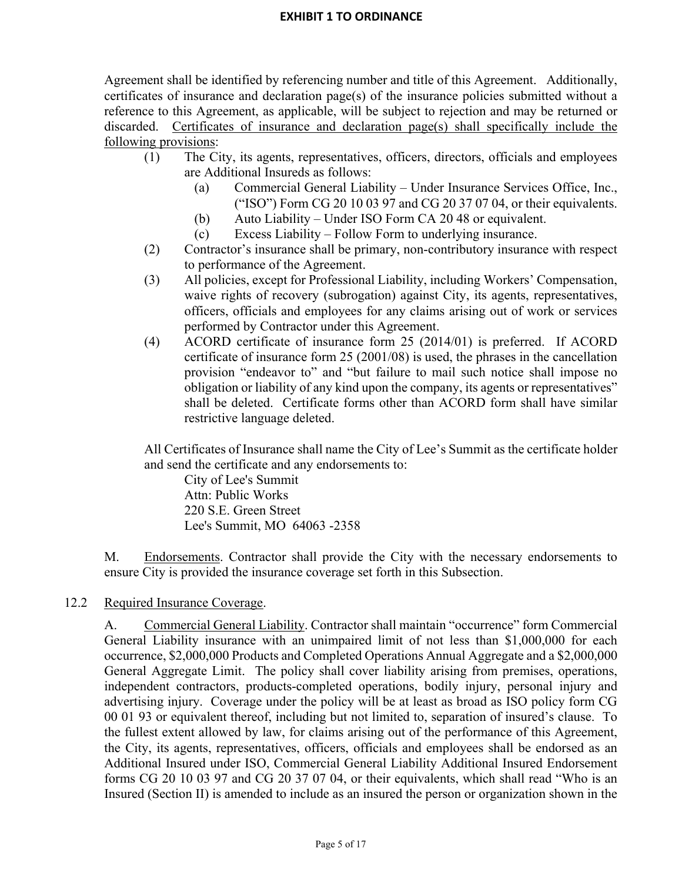Agreement shall be identified by referencing number and title of this Agreement. Additionally, certificates of insurance and declaration page(s) of the insurance policies submitted without a reference to this Agreement, as applicable, will be subject to rejection and may be returned or discarded. <u>Certificates of insurance and declaration page(s) shall specifically include the following provisions</u>:

(1) The City, its agents, representatives, officers, directors, officials and employees are Additional Insureds as follows:

  (a) Commercial General Liability – Under Insurance Services Office, Inc., ("ISO") Form CG 20 10 03 97 and CG 20 37 07 04, or their equivalents.

  (b) Auto Liability – Under ISO Form CA 20 48 or equivalent.

  (c) Excess Liability – Follow Form to underlying insurance.

(2) Contractor's insurance shall be primary, non-contributory insurance with respect to performance of the Agreement.

(3) All policies, except for Professional Liability, including Workers' Compensation, waive rights of recovery (subrogation) against City, its agents, representatives, officers, officials and employees for any claims arising out of work or services performed by Contractor under this Agreement.

(4) ACORD certificate of insurance form 25 (2014/01) is preferred. If ACORD certificate of insurance form 25 (2001/08) is used, the phrases in the cancellation provision "endeavor to" and "but failure to mail such notice shall impose no obligation or liability of any kind upon the company, its agents or representatives" shall be deleted. Certificate forms other than ACORD form shall have similar restrictive language deleted.

All Certificates of Insurance shall name the City of Lee's Summit as the certificate holder and send the certificate and any endorsements to:

City of Lee's Summit  
Attn: Public Works  
220 S.E. Green Street  
Lee's Summit, MO 64063 -2358

M. <u>Endorsements</u>. Contractor shall provide the City with the necessary endorsements to ensure City is provided the insurance coverage set forth in this Subsection.

12.2 <u>Required Insurance Coverage</u>.

A. <u>Commercial General Liability</u>. Contractor shall maintain "occurrence" form Commercial General Liability insurance with an unimpaired limit of not less than $1,000,000 for each occurrence, $2,000,000 Products and Completed Operations Annual Aggregate and a $2,000,000 General Aggregate Limit. The policy shall cover liability arising from premises, operations, independent contractors, products-completed operations, bodily injury, personal injury and advertising injury. Coverage under the policy will be at least as broad as ISO policy form CG 00 01 93 or equivalent thereof, including but not limited to, separation of insured's clause. To the fullest extent allowed by law, for claims arising out of the performance of this Agreement, the City, its agents, representatives, officers, officials and employees shall be endorsed as an Additional Insured under ISO, Commercial General Liability Additional Insured Endorsement forms CG 20 10 03 97 and CG 20 37 07 04, or their equivalents, which shall read "Who is an Insured (Section II) is amended to include as an insured the person or organization shown in the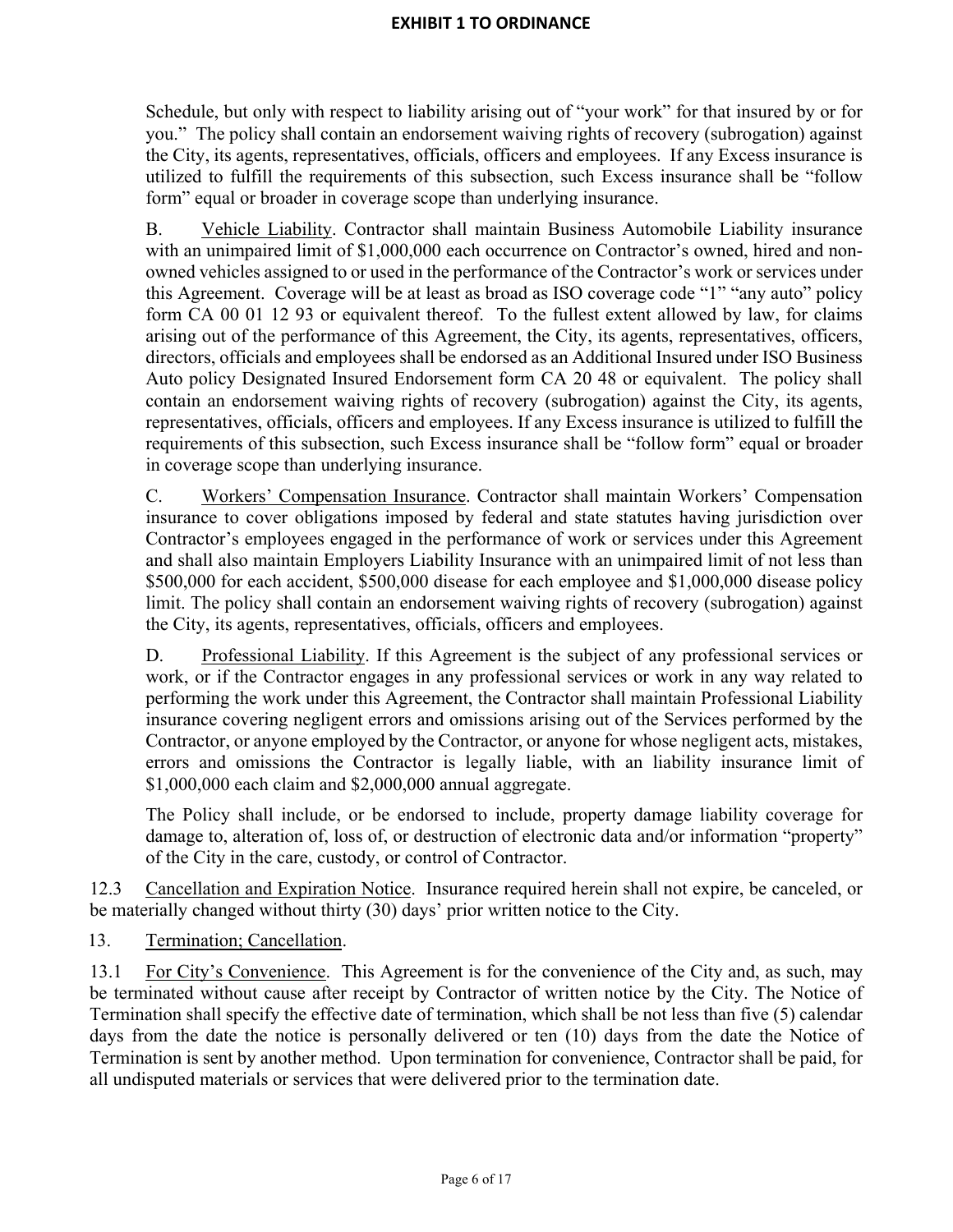Schedule, but only with respect to liability arising out of "your work" for that insured by or for you." The policy shall contain an endorsement waiving rights of recovery (subrogation) against the City, its agents, representatives, officials, officers and employees. If any Excess insurance is utilized to fulfill the requirements of this subsection, such Excess insurance shall be "follow form" equal or broader in coverage scope than underlying insurance.

B. Vehicle Liability. Contractor shall maintain Business Automobile Liability insurance with an unimpaired limit of $1,000,000 each occurrence on Contractor's owned, hired and non-owned vehicles assigned to or used in the performance of the Contractor's work or services under this Agreement. Coverage will be at least as broad as ISO coverage code "1" "any auto" policy form CA 00 01 12 93 or equivalent thereof. To the fullest extent allowed by law, for claims arising out of the performance of this Agreement, the City, its agents, representatives, officers, directors, officials and employees shall be endorsed as an Additional Insured under ISO Business Auto policy Designated Insured Endorsement form CA 20 48 or equivalent. The policy shall contain an endorsement waiving rights of recovery (subrogation) against the City, its agents, representatives, officials, officers and employees. If any Excess insurance is utilized to fulfill the requirements of this subsection, such Excess insurance shall be "follow form" equal or broader in coverage scope than underlying insurance.

C. Workers' Compensation Insurance. Contractor shall maintain Workers' Compensation insurance to cover obligations imposed by federal and state statutes having jurisdiction over Contractor's employees engaged in the performance of work or services under this Agreement and shall also maintain Employers Liability Insurance with an unimpaired limit of not less than $500,000 for each accident, $500,000 disease for each employee and $1,000,000 disease policy limit. The policy shall contain an endorsement waiving rights of recovery (subrogation) against the City, its agents, representatives, officials, officers and employees.

D. Professional Liability. If this Agreement is the subject of any professional services or work, or if the Contractor engages in any professional services or work in any way related to performing the work under this Agreement, the Contractor shall maintain Professional Liability insurance covering negligent errors and omissions arising out of the Services performed by the Contractor, or anyone employed by the Contractor, or anyone for whose negligent acts, mistakes, errors and omissions the Contractor is legally liable, with an liability insurance limit of $1,000,000 each claim and $2,000,000 annual aggregate.

The Policy shall include, or be endorsed to include, property damage liability coverage for damage to, alteration of, loss of, or destruction of electronic data and/or information "property" of the City in the care, custody, or control of Contractor.

12.3 Cancellation and Expiration Notice. Insurance required herein shall not expire, be canceled, or be materially changed without thirty (30) days' prior written notice to the City.

13. Termination; Cancellation.

13.1 For City's Convenience. This Agreement is for the convenience of the City and, as such, may be terminated without cause after receipt by Contractor of written notice by the City. The Notice of Termination shall specify the effective date of termination, which shall be not less than five (5) calendar days from the date the notice is personally delivered or ten (10) days from the date the Notice of Termination is sent by another method. Upon termination for convenience, Contractor shall be paid, for all undisputed materials or services that were delivered prior to the termination date.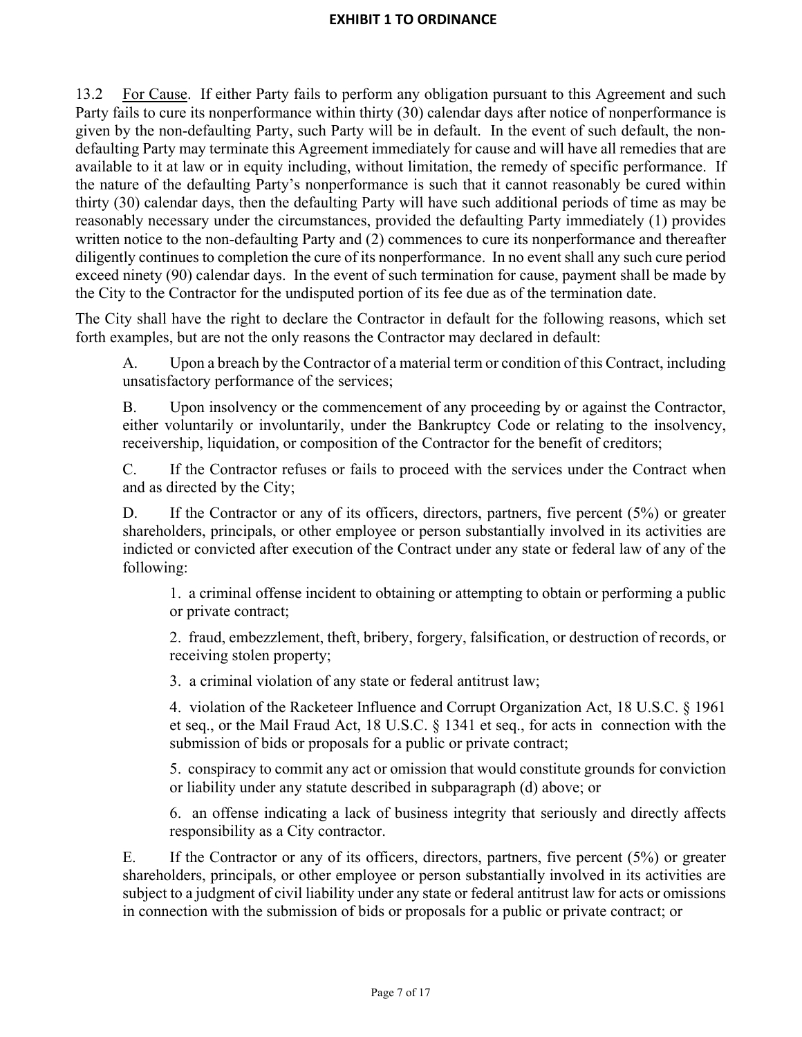13.2 For Cause. If either Party fails to perform any obligation pursuant to this Agreement and such Party fails to cure its nonperformance within thirty (30) calendar days after notice of nonperformance is given by the non-defaulting Party, such Party will be in default. In the event of such default, the non-defaulting Party may terminate this Agreement immediately for cause and will have all remedies that are available to it at law or in equity including, without limitation, the remedy of specific performance. If the nature of the defaulting Party's nonperformance is such that it cannot reasonably be cured within thirty (30) calendar days, then the defaulting Party will have such additional periods of time as may be reasonably necessary under the circumstances, provided the defaulting Party immediately (1) provides written notice to the non-defaulting Party and (2) commences to cure its nonperformance and thereafter diligently continues to completion the cure of its nonperformance. In no event shall any such cure period exceed ninety (90) calendar days. In the event of such termination for cause, payment shall be made by the City to the Contractor for the undisputed portion of its fee due as of the termination date.

The City shall have the right to declare the Contractor in default for the following reasons, which set forth examples, but are not the only reasons the Contractor may declared in default:

A. Upon a breach by the Contractor of a material term or condition of this Contract, including unsatisfactory performance of the services;

B. Upon insolvency or the commencement of any proceeding by or against the Contractor, either voluntarily or involuntarily, under the Bankruptcy Code or relating to the insolvency, receivership, liquidation, or composition of the Contractor for the benefit of creditors;

C. If the Contractor refuses or fails to proceed with the services under the Contract when and as directed by the City;

D. If the Contractor or any of its officers, directors, partners, five percent (5%) or greater shareholders, principals, or other employee or person substantially involved in its activities are indicted or convicted after execution of the Contract under any state or federal law of any of the following:

1. a criminal offense incident to obtaining or attempting to obtain or performing a public or private contract;

2. fraud, embezzlement, theft, bribery, forgery, falsification, or destruction of records, or receiving stolen property;

3. a criminal violation of any state or federal antitrust law;

4. violation of the Racketeer Influence and Corrupt Organization Act, 18 U.S.C. § 1961 et seq., or the Mail Fraud Act, 18 U.S.C. § 1341 et seq., for acts in connection with the submission of bids or proposals for a public or private contract;

5. conspiracy to commit any act or omission that would constitute grounds for conviction or liability under any statute described in subparagraph (d) above; or

6. an offense indicating a lack of business integrity that seriously and directly affects responsibility as a City contractor.

E. If the Contractor or any of its officers, directors, partners, five percent (5%) or greater shareholders, principals, or other employee or person substantially involved in its activities are subject to a judgment of civil liability under any state or federal antitrust law for acts or omissions in connection with the submission of bids or proposals for a public or private contract; or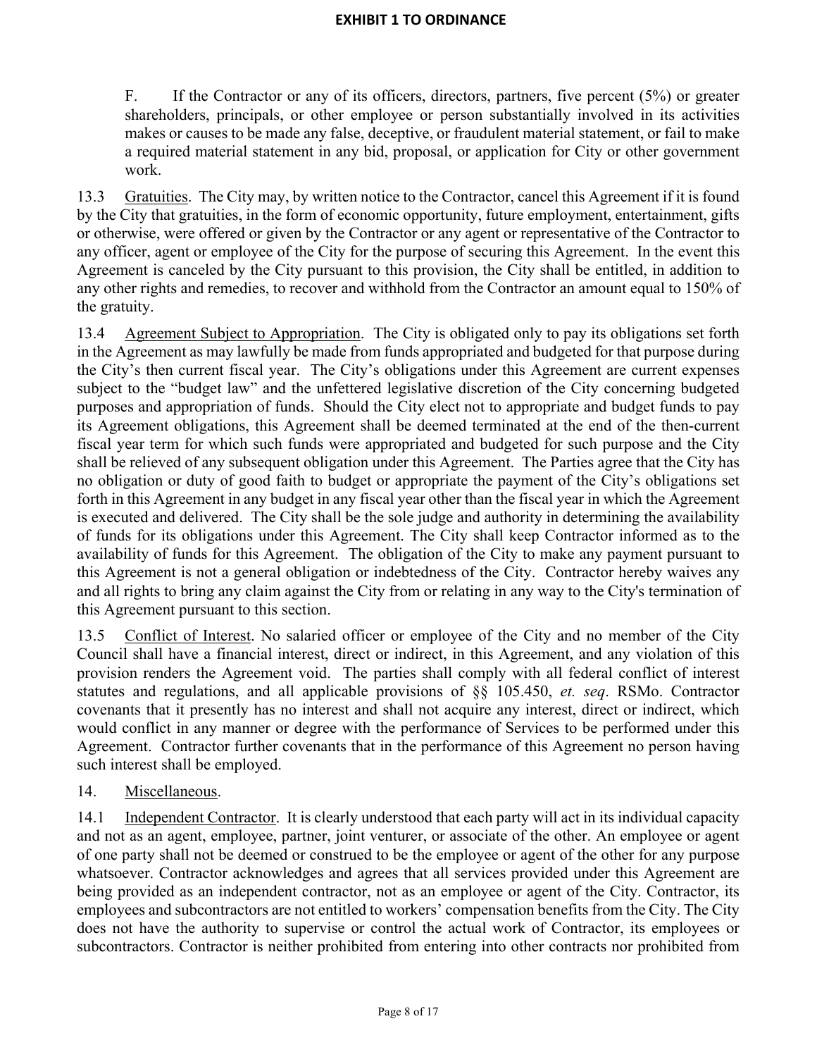F. If the Contractor or any of its officers, directors, partners, five percent (5%) or greater shareholders, principals, or other employee or person substantially involved in its activities makes or causes to be made any false, deceptive, or fraudulent material statement, or fail to make a required material statement in any bid, proposal, or application for City or other government work.

13.3 Gratuities. The City may, by written notice to the Contractor, cancel this Agreement if it is found by the City that gratuities, in the form of economic opportunity, future employment, entertainment, gifts or otherwise, were offered or given by the Contractor or any agent or representative of the Contractor to any officer, agent or employee of the City for the purpose of securing this Agreement. In the event this Agreement is canceled by the City pursuant to this provision, the City shall be entitled, in addition to any other rights and remedies, to recover and withhold from the Contractor an amount equal to 150% of the gratuity.

13.4 Agreement Subject to Appropriation. The City is obligated only to pay its obligations set forth in the Agreement as may lawfully be made from funds appropriated and budgeted for that purpose during the City's then current fiscal year. The City's obligations under this Agreement are current expenses subject to the "budget law" and the unfettered legislative discretion of the City concerning budgeted purposes and appropriation of funds. Should the City elect not to appropriate and budget funds to pay its Agreement obligations, this Agreement shall be deemed terminated at the end of the then-current fiscal year term for which such funds were appropriated and budgeted for such purpose and the City shall be relieved of any subsequent obligation under this Agreement. The Parties agree that the City has no obligation or duty of good faith to budget or appropriate the payment of the City's obligations set forth in this Agreement in any budget in any fiscal year other than the fiscal year in which the Agreement is executed and delivered. The City shall be the sole judge and authority in determining the availability of funds for its obligations under this Agreement. The City shall keep Contractor informed as to the availability of funds for this Agreement. The obligation of the City to make any payment pursuant to this Agreement is not a general obligation or indebtedness of the City. Contractor hereby waives any and all rights to bring any claim against the City from or relating in any way to the City's termination of this Agreement pursuant to this section.

13.5 Conflict of Interest. No salaried officer or employee of the City and no member of the City Council shall have a financial interest, direct or indirect, in this Agreement, and any violation of this provision renders the Agreement void. The parties shall comply with all federal conflict of interest statutes and regulations, and all applicable provisions of §§ 105.450, *et. seq*. RSMo. Contractor covenants that it presently has no interest and shall not acquire any interest, direct or indirect, which would conflict in any manner or degree with the performance of Services to be performed under this Agreement. Contractor further covenants that in the performance of this Agreement no person having such interest shall be employed.

14. Miscellaneous.

14.1 Independent Contractor. It is clearly understood that each party will act in its individual capacity and not as an agent, employee, partner, joint venturer, or associate of the other. An employee or agent of one party shall not be deemed or construed to be the employee or agent of the other for any purpose whatsoever. Contractor acknowledges and agrees that all services provided under this Agreement are being provided as an independent contractor, not as an employee or agent of the City. Contractor, its employees and subcontractors are not entitled to workers' compensation benefits from the City. The City does not have the authority to supervise or control the actual work of Contractor, its employees or subcontractors. Contractor is neither prohibited from entering into other contracts nor prohibited from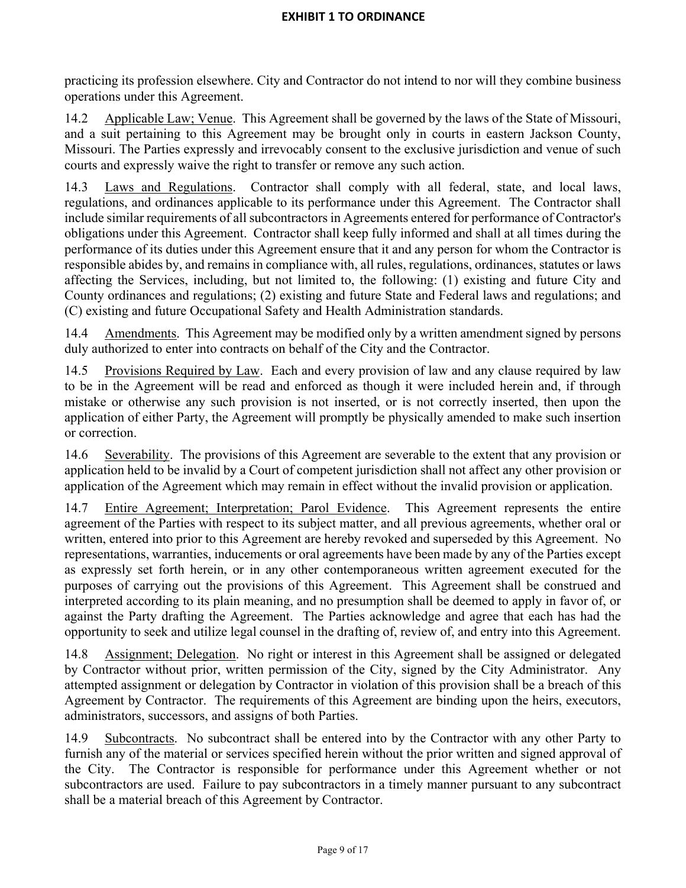practicing its profession elsewhere. City and Contractor do not intend to nor will they combine business operations under this Agreement.

14.2 Applicable Law; Venue. This Agreement shall be governed by the laws of the State of Missouri, and a suit pertaining to this Agreement may be brought only in courts in eastern Jackson County, Missouri. The Parties expressly and irrevocably consent to the exclusive jurisdiction and venue of such courts and expressly waive the right to transfer or remove any such action.

14.3 Laws and Regulations. Contractor shall comply with all federal, state, and local laws, regulations, and ordinances applicable to its performance under this Agreement. The Contractor shall include similar requirements of all subcontractors in Agreements entered for performance of Contractor's obligations under this Agreement. Contractor shall keep fully informed and shall at all times during the performance of its duties under this Agreement ensure that it and any person for whom the Contractor is responsible abides by, and remains in compliance with, all rules, regulations, ordinances, statutes or laws affecting the Services, including, but not limited to, the following: (1) existing and future City and County ordinances and regulations; (2) existing and future State and Federal laws and regulations; and (C) existing and future Occupational Safety and Health Administration standards.

14.4 Amendments. This Agreement may be modified only by a written amendment signed by persons duly authorized to enter into contracts on behalf of the City and the Contractor.

14.5 Provisions Required by Law. Each and every provision of law and any clause required by law to be in the Agreement will be read and enforced as though it were included herein and, if through mistake or otherwise any such provision is not inserted, or is not correctly inserted, then upon the application of either Party, the Agreement will promptly be physically amended to make such insertion or correction.

14.6 Severability. The provisions of this Agreement are severable to the extent that any provision or application held to be invalid by a Court of competent jurisdiction shall not affect any other provision or application of the Agreement which may remain in effect without the invalid provision or application.

14.7 Entire Agreement; Interpretation; Parol Evidence. This Agreement represents the entire agreement of the Parties with respect to its subject matter, and all previous agreements, whether oral or written, entered into prior to this Agreement are hereby revoked and superseded by this Agreement. No representations, warranties, inducements or oral agreements have been made by any of the Parties except as expressly set forth herein, or in any other contemporaneous written agreement executed for the purposes of carrying out the provisions of this Agreement. This Agreement shall be construed and interpreted according to its plain meaning, and no presumption shall be deemed to apply in favor of, or against the Party drafting the Agreement. The Parties acknowledge and agree that each has had the opportunity to seek and utilize legal counsel in the drafting of, review of, and entry into this Agreement.

14.8 Assignment; Delegation. No right or interest in this Agreement shall be assigned or delegated by Contractor without prior, written permission of the City, signed by the City Administrator. Any attempted assignment or delegation by Contractor in violation of this provision shall be a breach of this Agreement by Contractor. The requirements of this Agreement are binding upon the heirs, executors, administrators, successors, and assigns of both Parties.

14.9 Subcontracts. No subcontract shall be entered into by the Contractor with any other Party to furnish any of the material or services specified herein without the prior written and signed approval of the City. The Contractor is responsible for performance under this Agreement whether or not subcontractors are used. Failure to pay subcontractors in a timely manner pursuant to any subcontract shall be a material breach of this Agreement by Contractor.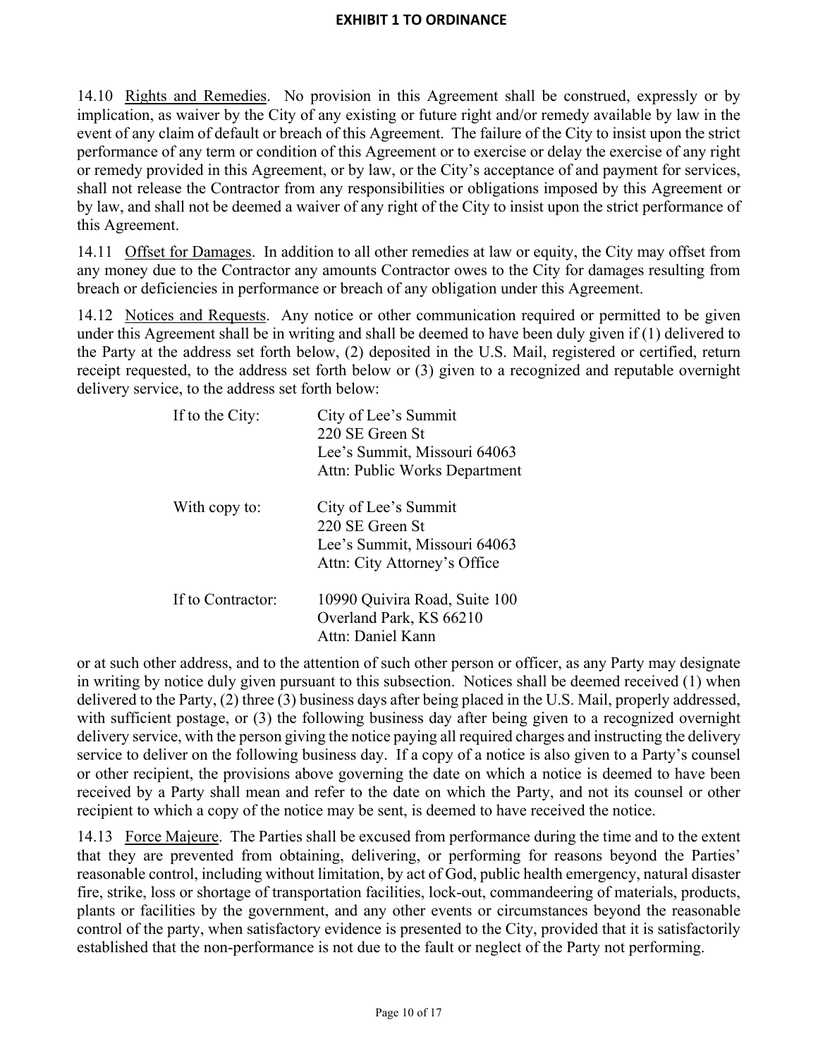14.10 Rights and Remedies. No provision in this Agreement shall be construed, expressly or by implication, as waiver by the City of any existing or future right and/or remedy available by law in the event of any claim of default or breach of this Agreement. The failure of the City to insist upon the strict performance of any term or condition of this Agreement or to exercise or delay the exercise of any right or remedy provided in this Agreement, or by law, or the City's acceptance of and payment for services, shall not release the Contractor from any responsibilities or obligations imposed by this Agreement or by law, and shall not be deemed a waiver of any right of the City to insist upon the strict performance of this Agreement.

14.11 Offset for Damages. In addition to all other remedies at law or equity, the City may offset from any money due to the Contractor any amounts Contractor owes to the City for damages resulting from breach or deficiencies in performance or breach of any obligation under this Agreement.

14.12 Notices and Requests. Any notice or other communication required or permitted to be given under this Agreement shall be in writing and shall be deemed to have been duly given if (1) delivered to the Party at the address set forth below, (2) deposited in the U.S. Mail, registered or certified, return receipt requested, to the address set forth below or (3) given to a recognized and reputable overnight delivery service, to the address set forth below:

If to the City:
City of Lee's Summit
220 SE Green St
Lee's Summit, Missouri 64063
Attn: Public Works Department

With copy to:
City of Lee's Summit
220 SE Green St
Lee's Summit, Missouri 64063
Attn: City Attorney's Office

If to Contractor:
10990 Quivira Road, Suite 100
Overland Park, KS 66210
Attn: Daniel Kann

or at such other address, and to the attention of such other person or officer, as any Party may designate in writing by notice duly given pursuant to this subsection. Notices shall be deemed received (1) when delivered to the Party, (2) three (3) business days after being placed in the U.S. Mail, properly addressed, with sufficient postage, or (3) the following business day after being given to a recognized overnight delivery service, with the person giving the notice paying all required charges and instructing the delivery service to deliver on the following business day. If a copy of a notice is also given to a Party's counsel or other recipient, the provisions above governing the date on which a notice is deemed to have been received by a Party shall mean and refer to the date on which the Party, and not its counsel or other recipient to which a copy of the notice may be sent, is deemed to have received the notice.

14.13 Force Majeure. The Parties shall be excused from performance during the time and to the extent that they are prevented from obtaining, delivering, or performing for reasons beyond the Parties' reasonable control, including without limitation, by act of God, public health emergency, natural disaster fire, strike, loss or shortage of transportation facilities, lock-out, commandeering of materials, products, plants or facilities by the government, and any other events or circumstances beyond the reasonable control of the party, when satisfactory evidence is presented to the City, provided that it is satisfactorily established that the non-performance is not due to the fault or neglect of the Party not performing.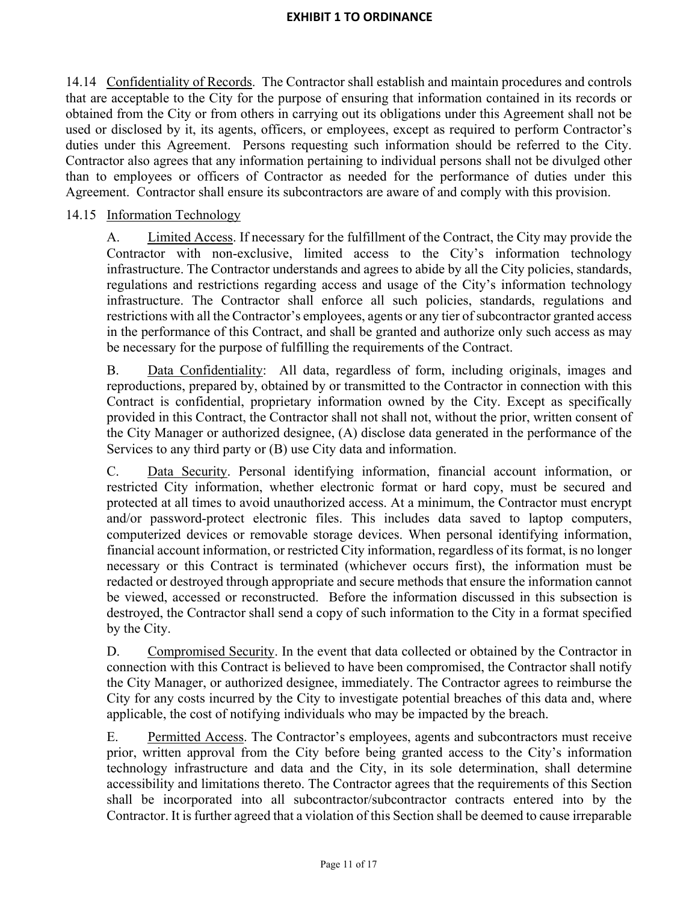14.14 Confidentiality of Records. The Contractor shall establish and maintain procedures and controls that are acceptable to the City for the purpose of ensuring that information contained in its records or obtained from the City or from others in carrying out its obligations under this Agreement shall not be used or disclosed by it, its agents, officers, or employees, except as required to perform Contractor's duties under this Agreement. Persons requesting such information should be referred to the City. Contractor also agrees that any information pertaining to individual persons shall not be divulged other than to employees or officers of Contractor as needed for the performance of duties under this Agreement. Contractor shall ensure its subcontractors are aware of and comply with this provision.

14.15 Information Technology

A. Limited Access. If necessary for the fulfillment of the Contract, the City may provide the Contractor with non-exclusive, limited access to the City's information technology infrastructure. The Contractor understands and agrees to abide by all the City policies, standards, regulations and restrictions regarding access and usage of the City's information technology infrastructure. The Contractor shall enforce all such policies, standards, regulations and restrictions with all the Contractor's employees, agents or any tier of subcontractor granted access in the performance of this Contract, and shall be granted and authorize only such access as may be necessary for the purpose of fulfilling the requirements of the Contract.

B. Data Confidentiality: All data, regardless of form, including originals, images and reproductions, prepared by, obtained by or transmitted to the Contractor in connection with this Contract is confidential, proprietary information owned by the City. Except as specifically provided in this Contract, the Contractor shall not shall not, without the prior, written consent of the City Manager or authorized designee, (A) disclose data generated in the performance of the Services to any third party or (B) use City data and information.

C. Data Security. Personal identifying information, financial account information, or restricted City information, whether electronic format or hard copy, must be secured and protected at all times to avoid unauthorized access. At a minimum, the Contractor must encrypt and/or password-protect electronic files. This includes data saved to laptop computers, computerized devices or removable storage devices. When personal identifying information, financial account information, or restricted City information, regardless of its format, is no longer necessary or this Contract is terminated (whichever occurs first), the information must be redacted or destroyed through appropriate and secure methods that ensure the information cannot be viewed, accessed or reconstructed. Before the information discussed in this subsection is destroyed, the Contractor shall send a copy of such information to the City in a format specified by the City.

D. Compromised Security. In the event that data collected or obtained by the Contractor in connection with this Contract is believed to have been compromised, the Contractor shall notify the City Manager, or authorized designee, immediately. The Contractor agrees to reimburse the City for any costs incurred by the City to investigate potential breaches of this data and, where applicable, the cost of notifying individuals who may be impacted by the breach.

E. Permitted Access. The Contractor's employees, agents and subcontractors must receive prior, written approval from the City before being granted access to the City's information technology infrastructure and data and the City, in its sole determination, shall determine accessibility and limitations thereto. The Contractor agrees that the requirements of this Section shall be incorporated into all subcontractor/subcontractor contracts entered into by the Contractor. It is further agreed that a violation of this Section shall be deemed to cause irreparable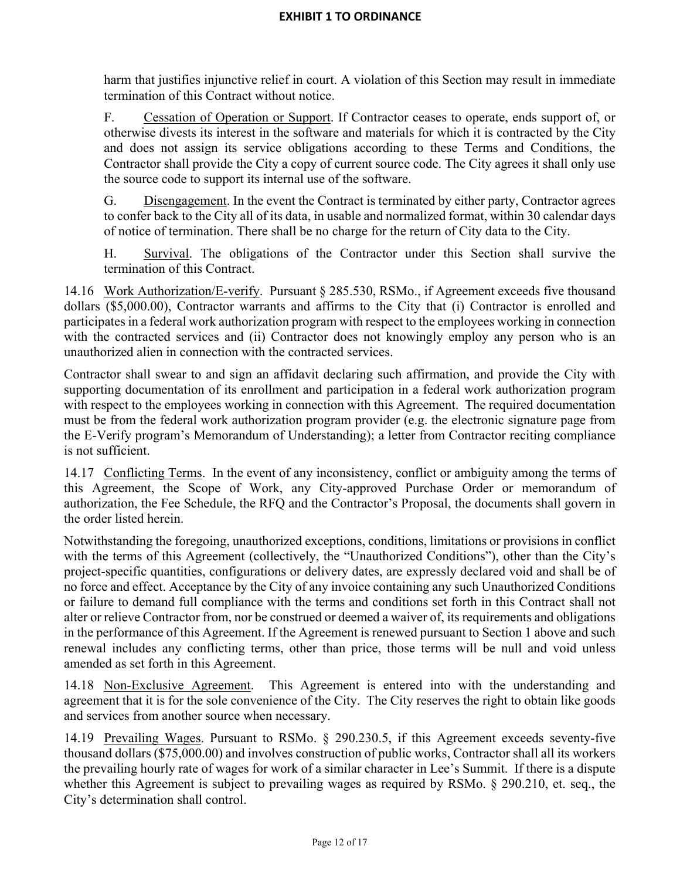harm that justifies injunctive relief in court. A violation of this Section may result in immediate termination of this Contract without notice.

F. Cessation of Operation or Support. If Contractor ceases to operate, ends support of, or otherwise divests its interest in the software and materials for which it is contracted by the City and does not assign its service obligations according to these Terms and Conditions, the Contractor shall provide the City a copy of current source code. The City agrees it shall only use the source code to support its internal use of the software.

G. Disengagement. In the event the Contract is terminated by either party, Contractor agrees to confer back to the City all of its data, in usable and normalized format, within 30 calendar days of notice of termination. There shall be no charge for the return of City data to the City.

H. Survival. The obligations of the Contractor under this Section shall survive the termination of this Contract.

14.16 Work Authorization/E-verify. Pursuant § 285.530, RSMo., if Agreement exceeds five thousand dollars ($5,000.00), Contractor warrants and affirms to the City that (i) Contractor is enrolled and participates in a federal work authorization program with respect to the employees working in connection with the contracted services and (ii) Contractor does not knowingly employ any person who is an unauthorized alien in connection with the contracted services.

Contractor shall swear to and sign an affidavit declaring such affirmation, and provide the City with supporting documentation of its enrollment and participation in a federal work authorization program with respect to the employees working in connection with this Agreement. The required documentation must be from the federal work authorization program provider (e.g. the electronic signature page from the E-Verify program's Memorandum of Understanding); a letter from Contractor reciting compliance is not sufficient.

14.17 Conflicting Terms. In the event of any inconsistency, conflict or ambiguity among the terms of this Agreement, the Scope of Work, any City-approved Purchase Order or memorandum of authorization, the Fee Schedule, the RFQ and the Contractor's Proposal, the documents shall govern in the order listed herein.

Notwithstanding the foregoing, unauthorized exceptions, conditions, limitations or provisions in conflict with the terms of this Agreement (collectively, the "Unauthorized Conditions"), other than the City's project-specific quantities, configurations or delivery dates, are expressly declared void and shall be of no force and effect. Acceptance by the City of any invoice containing any such Unauthorized Conditions or failure to demand full compliance with the terms and conditions set forth in this Contract shall not alter or relieve Contractor from, nor be construed or deemed a waiver of, its requirements and obligations in the performance of this Agreement. If the Agreement is renewed pursuant to Section 1 above and such renewal includes any conflicting terms, other than price, those terms will be null and void unless amended as set forth in this Agreement.

14.18 Non-Exclusive Agreement. This Agreement is entered into with the understanding and agreement that it is for the sole convenience of the City. The City reserves the right to obtain like goods and services from another source when necessary.

14.19 Prevailing Wages. Pursuant to RSMo. § 290.230.5, if this Agreement exceeds seventy-five thousand dollars ($75,000.00) and involves construction of public works, Contractor shall all its workers the prevailing hourly rate of wages for work of a similar character in Lee's Summit. If there is a dispute whether this Agreement is subject to prevailing wages as required by RSMo. § 290.210, et. seq., the City's determination shall control.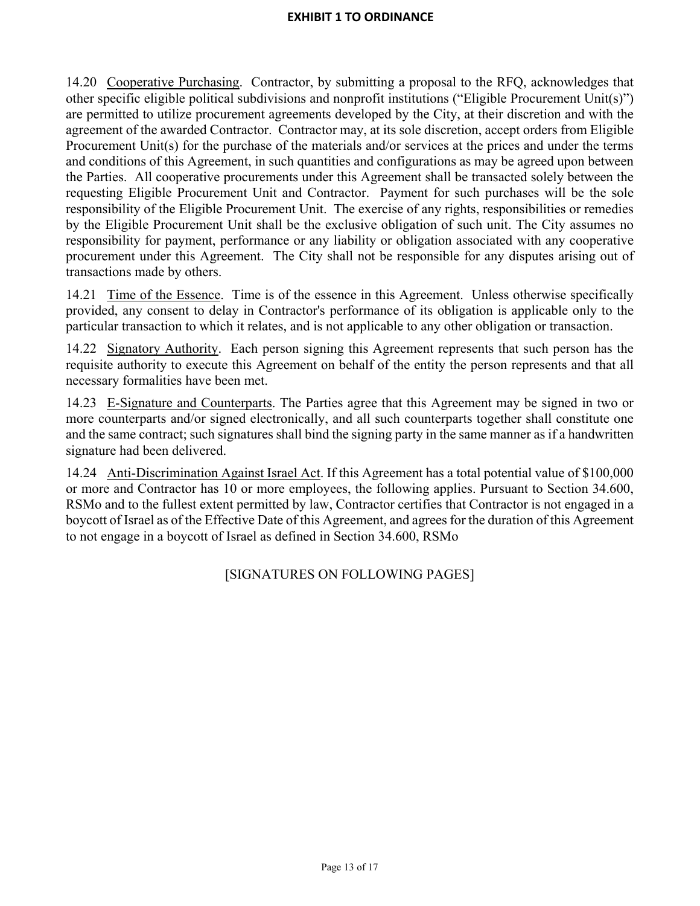14.20 Cooperative Purchasing. Contractor, by submitting a proposal to the RFQ, acknowledges that other specific eligible political subdivisions and nonprofit institutions ("Eligible Procurement Unit(s)") are permitted to utilize procurement agreements developed by the City, at their discretion and with the agreement of the awarded Contractor. Contractor may, at its sole discretion, accept orders from Eligible Procurement Unit(s) for the purchase of the materials and/or services at the prices and under the terms and conditions of this Agreement, in such quantities and configurations as may be agreed upon between the Parties. All cooperative procurements under this Agreement shall be transacted solely between the requesting Eligible Procurement Unit and Contractor. Payment for such purchases will be the sole responsibility of the Eligible Procurement Unit. The exercise of any rights, responsibilities or remedies by the Eligible Procurement Unit shall be the exclusive obligation of such unit. The City assumes no responsibility for payment, performance or any liability or obligation associated with any cooperative procurement under this Agreement. The City shall not be responsible for any disputes arising out of transactions made by others.

14.21 Time of the Essence. Time is of the essence in this Agreement. Unless otherwise specifically provided, any consent to delay in Contractor's performance of its obligation is applicable only to the particular transaction to which it relates, and is not applicable to any other obligation or transaction.

14.22 Signatory Authority. Each person signing this Agreement represents that such person has the requisite authority to execute this Agreement on behalf of the entity the person represents and that all necessary formalities have been met.

14.23 E-Signature and Counterparts. The Parties agree that this Agreement may be signed in two or more counterparts and/or signed electronically, and all such counterparts together shall constitute one and the same contract; such signatures shall bind the signing party in the same manner as if a handwritten signature had been delivered.

14.24 Anti-Discrimination Against Israel Act. If this Agreement has a total potential value of $100,000 or more and Contractor has 10 or more employees, the following applies. Pursuant to Section 34.600, RSMo and to the fullest extent permitted by law, Contractor certifies that Contractor is not engaged in a boycott of Israel as of the Effective Date of this Agreement, and agrees for the duration of this Agreement to not engage in a boycott of Israel as defined in Section 34.600, RSMo

[SIGNATURES ON FOLLOWING PAGES]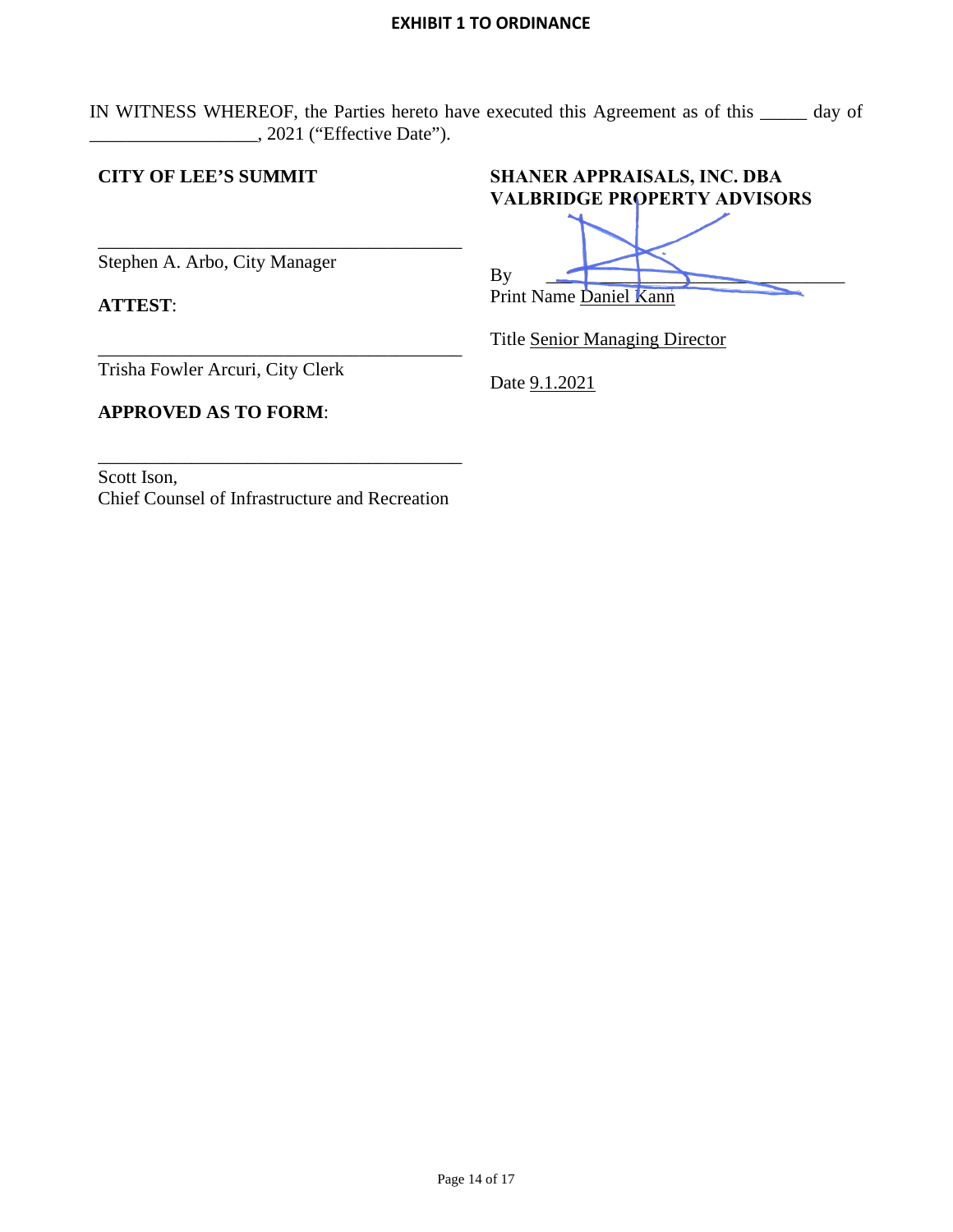**EXHIBIT 1 TO ORDINANCE**

IN WITNESS WHEREOF, the Parties hereto have executed this Agreement as of this _____ day of __________________, 2021 ("Effective Date").

**CITY OF LEE'S SUMMIT**

________________________________________
Stephen A. Arbo, City Manager

**ATTEST**:

________________________________________
Trisha Fowler Arcuri, City Clerk

**APPROVED AS TO FORM**:

________________________________________
Scott Ison,
Chief Counsel of Infrastructure and Recreation

**SHANER APPRAISALS, INC. DBA VALBRIDGE PROPERTY ADVISORS**

By ________________________________

Print Name Daniel Kann

Title Senior Managing Director

Date 9.1.2021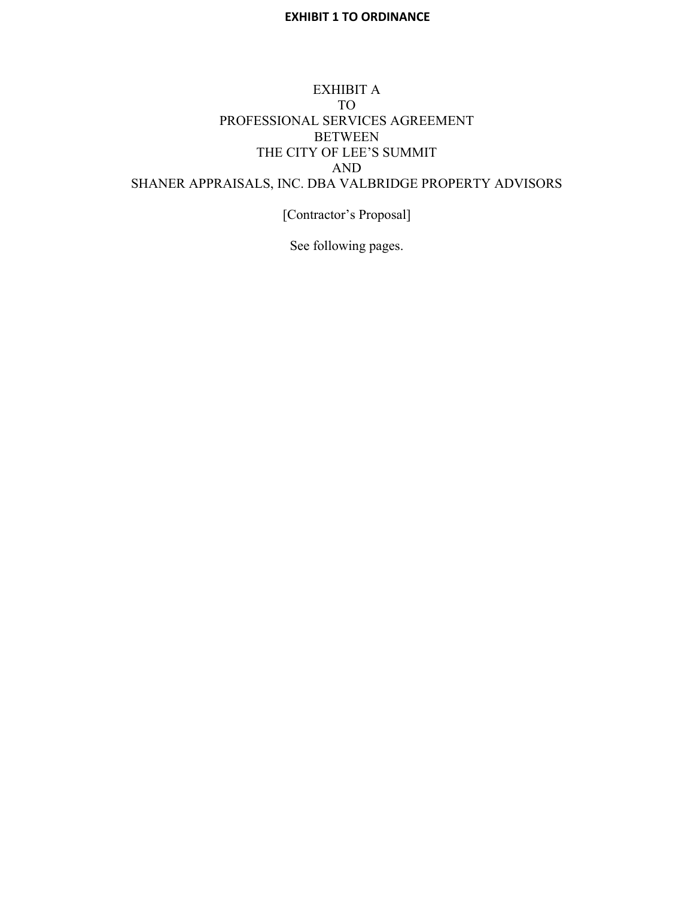**EXHIBIT 1 TO ORDINANCE**

EXHIBIT A
TO
PROFESSIONAL SERVICES AGREEMENT
BETWEEN
THE CITY OF LEE'S SUMMIT
AND
SHANER APPRAISALS, INC. DBA VALBRIDGE PROPERTY ADVISORS

[Contractor's Proposal]

See following pages.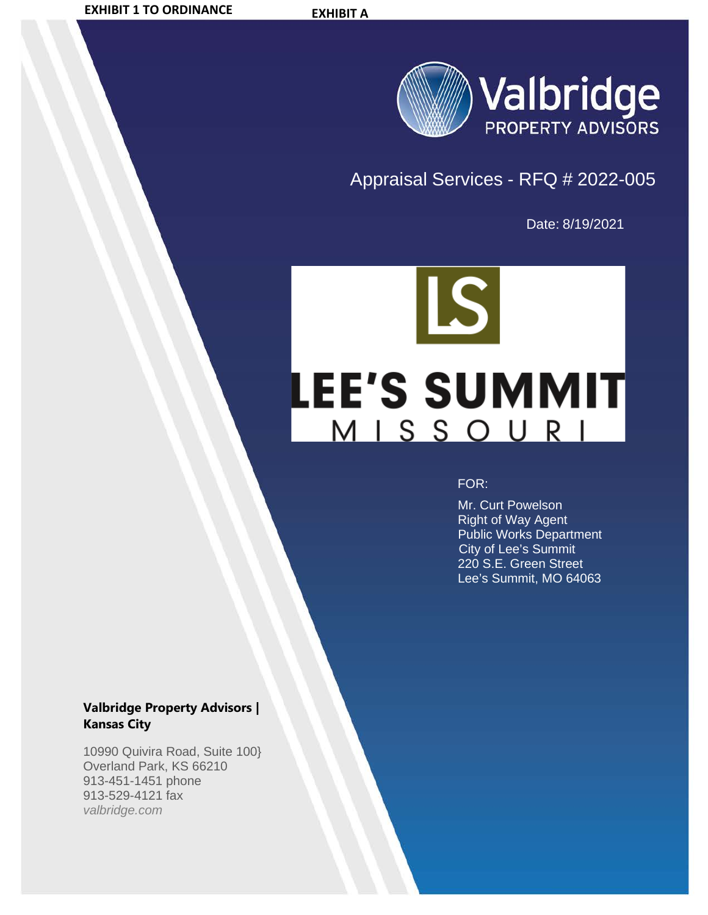**EXHIBIT 1 TO ORDINANCE**

**EXHIBIT A**

Valbridge
PROPERTY ADVISORS

Appraisal Services - RFQ # 2022-005

Date: 8/19/2021

LS

LEE'S SUMMIT
MISSOURI

FOR:

Mr. Curt Powelson
Right of Way Agent
Public Works Department
City of Lee's Summit
220 S.E. Green Street
Lee's Summit, MO 64063

**Valbridge Property Advisors | Kansas City**

10990 Quivira Road, Suite 100}
Overland Park, KS 66210
913-451-1451 phone
913-529-4121 fax
*valbridge.com*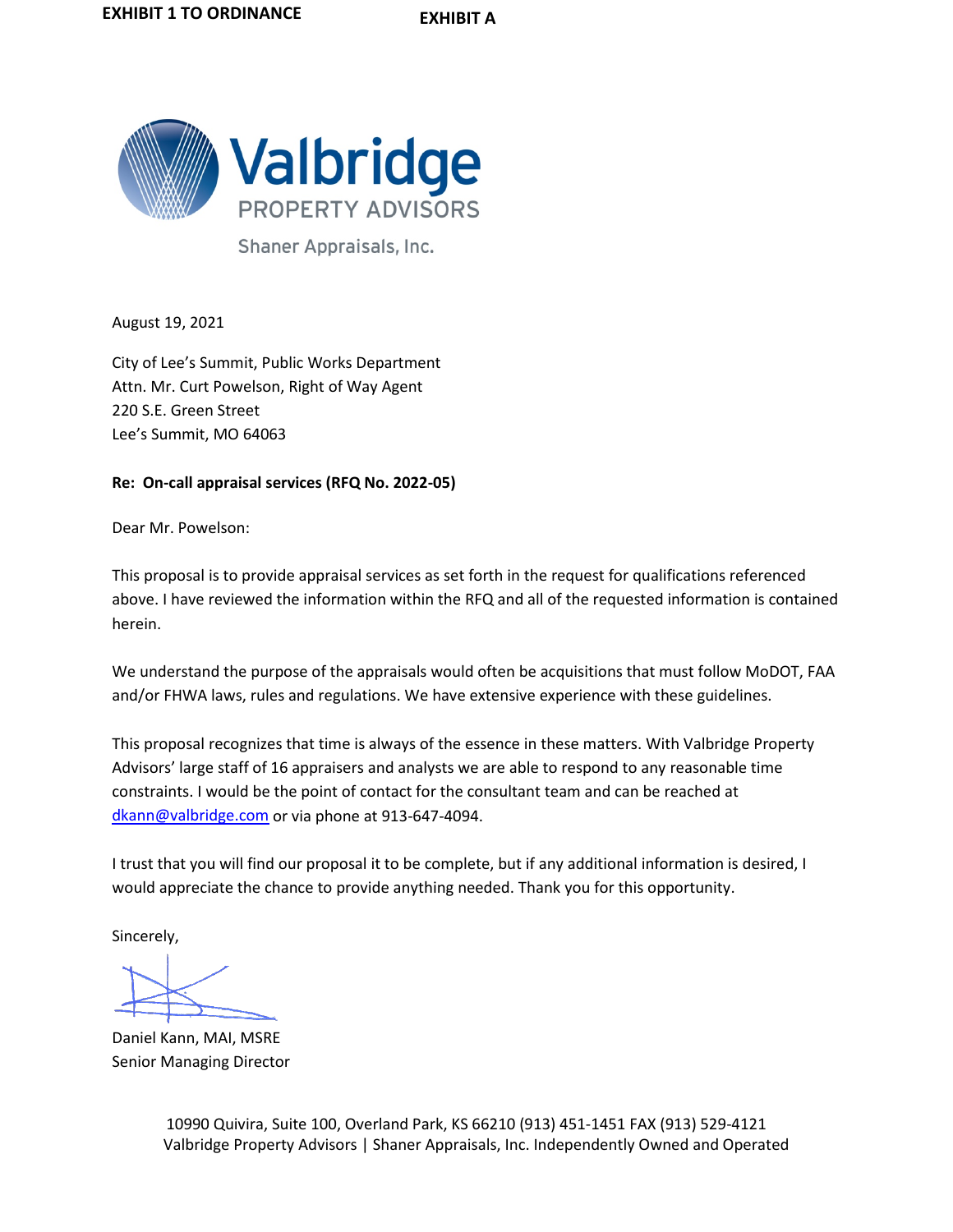**EXHIBIT 1 TO ORDINANCE** **EXHIBIT A**

Valbridge
PROPERTY ADVISORS

Shaner Appraisals, Inc.

August 19, 2021

City of Lee's Summit, Public Works Department
Attn. Mr. Curt Powelson, Right of Way Agent
220 S.E. Green Street
Lee's Summit, MO 64063

**Re: On-call appraisal services (RFQ No. 2022-05)**

Dear Mr. Powelson:

This proposal is to provide appraisal services as set forth in the request for qualifications referenced above. I have reviewed the information within the RFQ and all of the requested information is contained herein.

We understand the purpose of the appraisals would often be acquisitions that must follow MoDOT, FAA and/or FHWA laws, rules and regulations. We have extensive experience with these guidelines.

This proposal recognizes that time is always of the essence in these matters. With Valbridge Property Advisors' large staff of 16 appraisers and analysts we are able to respond to any reasonable time constraints. I would be the point of contact for the consultant team and can be reached at dkann@valbridge.com or via phone at 913-647-4094.

I trust that you will find our proposal it to be complete, but if any additional information is desired, I would appreciate the chance to provide anything needed. Thank you for this opportunity.

Sincerely,

Daniel Kann, MAI, MSRE
Senior Managing Director

10990 Quivira, Suite 100, Overland Park, KS 66210 (913) 451-1451 FAX (913) 529-4121
Valbridge Property Advisors | Shaner Appraisals, Inc. Independently Owned and Operated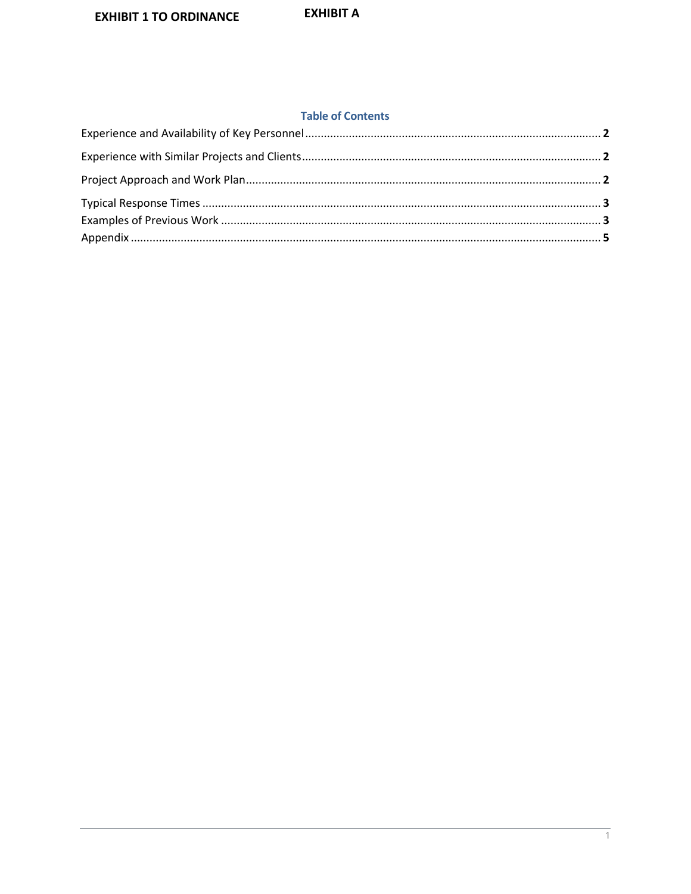**EXHIBIT 1 TO ORDINANCE** **EXHIBIT A**

## Table of Contents

Experience and Availability of Key Personnel .......... 2

Experience with Similar Projects and Clients .......... 2

Project Approach and Work Plan .......... 2

Typical Response Times .......... 3

Examples of Previous Work .......... 3

Appendix .......... 5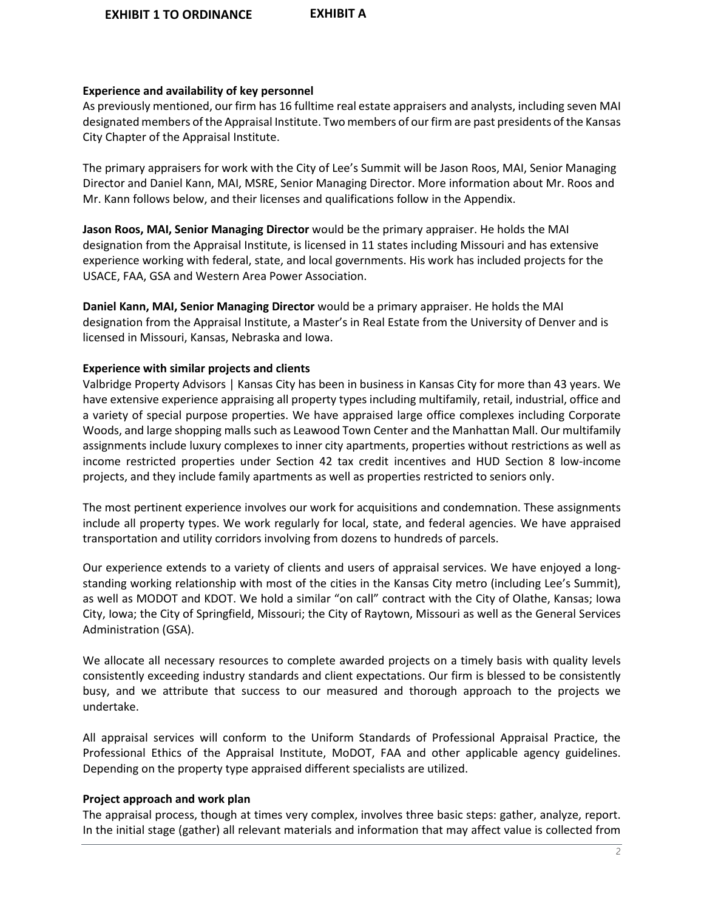**EXHIBIT 1 TO ORDINANCE** **EXHIBIT A**

**Experience and availability of key personnel**

As previously mentioned, our firm has 16 fulltime real estate appraisers and analysts, including seven MAI designated members of the Appraisal Institute. Two members of our firm are past presidents of the Kansas City Chapter of the Appraisal Institute.

The primary appraisers for work with the City of Lee's Summit will be Jason Roos, MAI, Senior Managing Director and Daniel Kann, MAI, MSRE, Senior Managing Director. More information about Mr. Roos and Mr. Kann follows below, and their licenses and qualifications follow in the Appendix.

**Jason Roos, MAI, Senior Managing Director** would be the primary appraiser. He holds the MAI designation from the Appraisal Institute, is licensed in 11 states including Missouri and has extensive experience working with federal, state, and local governments. His work has included projects for the USACE, FAA, GSA and Western Area Power Association.

**Daniel Kann, MAI, Senior Managing Director** would be a primary appraiser. He holds the MAI designation from the Appraisal Institute, a Master's in Real Estate from the University of Denver and is licensed in Missouri, Kansas, Nebraska and Iowa.

**Experience with similar projects and clients**

Valbridge Property Advisors | Kansas City has been in business in Kansas City for more than 43 years. We have extensive experience appraising all property types including multifamily, retail, industrial, office and a variety of special purpose properties. We have appraised large office complexes including Corporate Woods, and large shopping malls such as Leawood Town Center and the Manhattan Mall. Our multifamily assignments include luxury complexes to inner city apartments, properties without restrictions as well as income restricted properties under Section 42 tax credit incentives and HUD Section 8 low-income projects, and they include family apartments as well as properties restricted to seniors only.

The most pertinent experience involves our work for acquisitions and condemnation. These assignments include all property types. We work regularly for local, state, and federal agencies. We have appraised transportation and utility corridors involving from dozens to hundreds of parcels.

Our experience extends to a variety of clients and users of appraisal services. We have enjoyed a long-standing working relationship with most of the cities in the Kansas City metro (including Lee's Summit), as well as MODOT and KDOT. We hold a similar "on call" contract with the City of Olathe, Kansas; Iowa City, Iowa; the City of Springfield, Missouri; the City of Raytown, Missouri as well as the General Services Administration (GSA).

We allocate all necessary resources to complete awarded projects on a timely basis with quality levels consistently exceeding industry standards and client expectations. Our firm is blessed to be consistently busy, and we attribute that success to our measured and thorough approach to the projects we undertake.

All appraisal services will conform to the Uniform Standards of Professional Appraisal Practice, the Professional Ethics of the Appraisal Institute, MoDOT, FAA and other applicable agency guidelines. Depending on the property type appraised different specialists are utilized.

**Project approach and work plan**

The appraisal process, though at times very complex, involves three basic steps: gather, analyze, report. In the initial stage (gather) all relevant materials and information that may affect value is collected from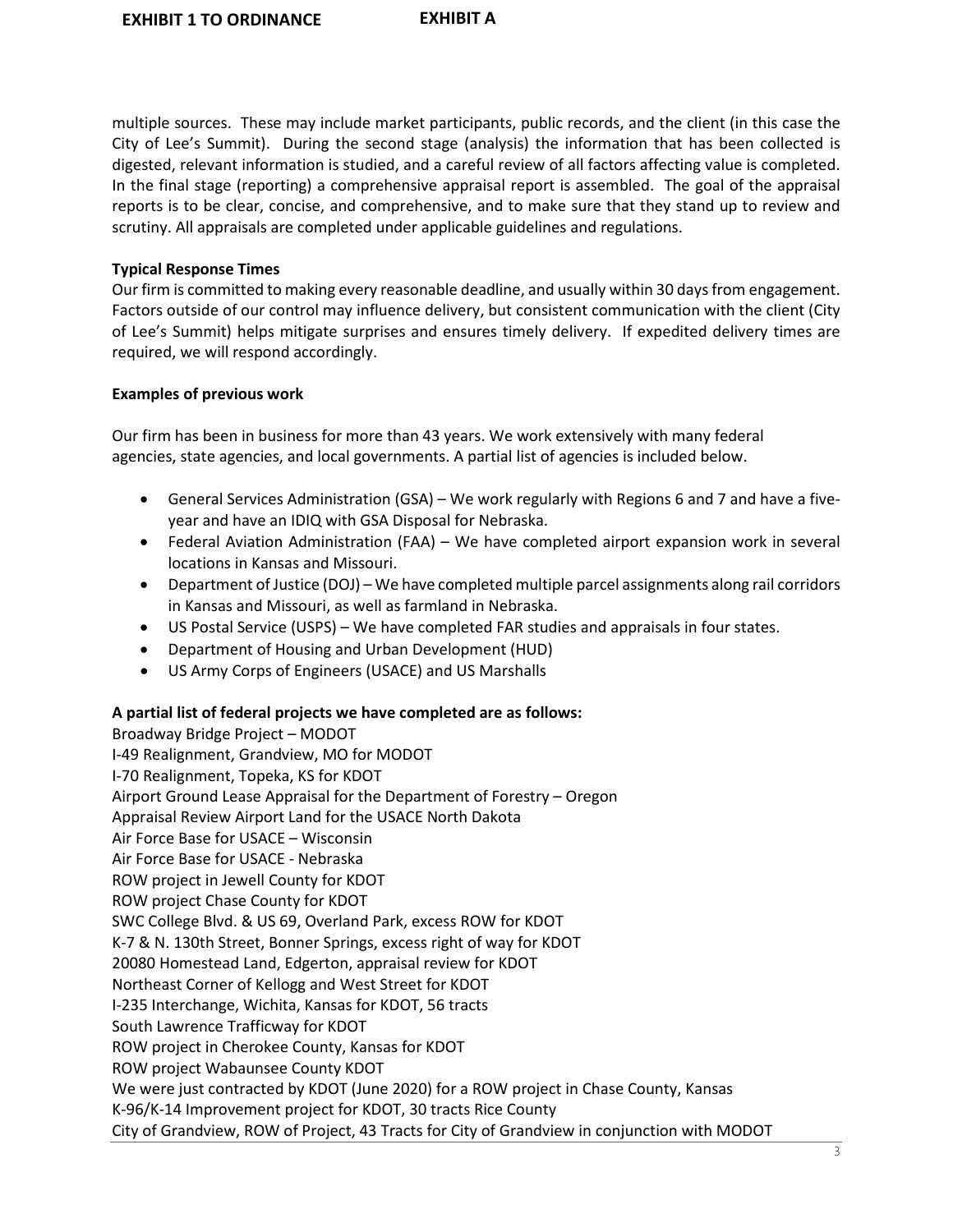multiple sources. These may include market participants, public records, and the client (in this case the City of Lee's Summit). During the second stage (analysis) the information that has been collected is digested, relevant information is studied, and a careful review of all factors affecting value is completed. In the final stage (reporting) a comprehensive appraisal report is assembled. The goal of the appraisal reports is to be clear, concise, and comprehensive, and to make sure that they stand up to review and scrutiny. All appraisals are completed under applicable guidelines and regulations.

**Typical Response Times**

Our firm is committed to making every reasonable deadline, and usually within 30 days from engagement. Factors outside of our control may influence delivery, but consistent communication with the client (City of Lee's Summit) helps mitigate surprises and ensures timely delivery. If expedited delivery times are required, we will respond accordingly.

**Examples of previous work**

Our firm has been in business for more than 43 years. We work extensively with many federal agencies, state agencies, and local governments. A partial list of agencies is included below.

- General Services Administration (GSA) – We work regularly with Regions 6 and 7 and have a five-year and have an IDIQ with GSA Disposal for Nebraska.
- Federal Aviation Administration (FAA) – We have completed airport expansion work in several locations in Kansas and Missouri.
- Department of Justice (DOJ) – We have completed multiple parcel assignments along rail corridors in Kansas and Missouri, as well as farmland in Nebraska.
- US Postal Service (USPS) – We have completed FAR studies and appraisals in four states.
- Department of Housing and Urban Development (HUD)
- US Army Corps of Engineers (USACE) and US Marshalls

**A partial list of federal projects we have completed are as follows:**

Broadway Bridge Project – MODOT
I-49 Realignment, Grandview, MO for MODOT
I-70 Realignment, Topeka, KS for KDOT
Airport Ground Lease Appraisal for the Department of Forestry – Oregon
Appraisal Review Airport Land for the USACE North Dakota
Air Force Base for USACE – Wisconsin
Air Force Base for USACE - Nebraska
ROW project in Jewell County for KDOT
ROW project Chase County for KDOT
SWC College Blvd. & US 69, Overland Park, excess ROW for KDOT
K-7 & N. 130th Street, Bonner Springs, excess right of way for KDOT
20080 Homestead Land, Edgerton, appraisal review for KDOT
Northeast Corner of Kellogg and West Street for KDOT
I-235 Interchange, Wichita, Kansas for KDOT, 56 tracts
South Lawrence Trafficway for KDOT
ROW project in Cherokee County, Kansas for KDOT
ROW project Wabaunsee County KDOT
We were just contracted by KDOT (June 2020) for a ROW project in Chase County, Kansas
K-96/K-14 Improvement project for KDOT, 30 tracts Rice County
City of Grandview, ROW of Project, 43 Tracts for City of Grandview in conjunction with MODOT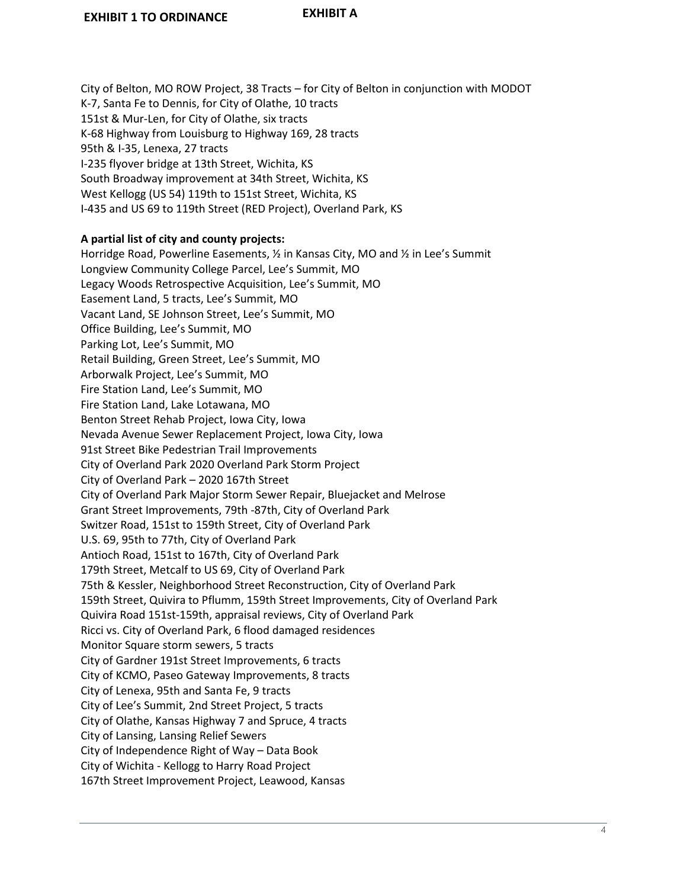**EXHIBIT 1 TO ORDINANCE** **EXHIBIT A**

City of Belton, MO ROW Project, 38 Tracts – for City of Belton in conjunction with MODOT
K-7, Santa Fe to Dennis, for City of Olathe, 10 tracts
151st & Mur-Len, for City of Olathe, six tracts
K-68 Highway from Louisburg to Highway 169, 28 tracts
95th & I-35, Lenexa, 27 tracts
I-235 flyover bridge at 13th Street, Wichita, KS
South Broadway improvement at 34th Street, Wichita, KS
West Kellogg (US 54) 119th to 151st Street, Wichita, KS
I-435 and US 69 to 119th Street (RED Project), Overland Park, KS

**A partial list of city and county projects:**
Horridge Road, Powerline Easements, ½ in Kansas City, MO and ½ in Lee's Summit
Longview Community College Parcel, Lee's Summit, MO
Legacy Woods Retrospective Acquisition, Lee's Summit, MO
Easement Land, 5 tracts, Lee's Summit, MO
Vacant Land, SE Johnson Street, Lee's Summit, MO
Office Building, Lee's Summit, MO
Parking Lot, Lee's Summit, MO
Retail Building, Green Street, Lee's Summit, MO
Arborwalk Project, Lee's Summit, MO
Fire Station Land, Lee's Summit, MO
Fire Station Land, Lake Lotawana, MO
Benton Street Rehab Project, Iowa City, Iowa
Nevada Avenue Sewer Replacement Project, Iowa City, Iowa
91st Street Bike Pedestrian Trail Improvements
City of Overland Park 2020 Overland Park Storm Project
City of Overland Park – 2020 167th Street
City of Overland Park Major Storm Sewer Repair, Bluejacket and Melrose
Grant Street Improvements, 79th -87th, City of Overland Park
Switzer Road, 151st to 159th Street, City of Overland Park
U.S. 69, 95th to 77th, City of Overland Park
Antioch Road, 151st to 167th, City of Overland Park
179th Street, Metcalf to US 69, City of Overland Park
75th & Kessler, Neighborhood Street Reconstruction, City of Overland Park
159th Street, Quivira to Pflumm, 159th Street Improvements, City of Overland Park
Quivira Road 151st-159th, appraisal reviews, City of Overland Park
Ricci vs. City of Overland Park, 6 flood damaged residences
Monitor Square storm sewers, 5 tracts
City of Gardner 191st Street Improvements, 6 tracts
City of KCMO, Paseo Gateway Improvements, 8 tracts
City of Lenexa, 95th and Santa Fe, 9 tracts
City of Lee's Summit, 2nd Street Project, 5 tracts
City of Olathe, Kansas Highway 7 and Spruce, 4 tracts
City of Lansing, Lansing Relief Sewers
City of Independence Right of Way – Data Book
City of Wichita - Kellogg to Harry Road Project
167th Street Improvement Project, Leawood, Kansas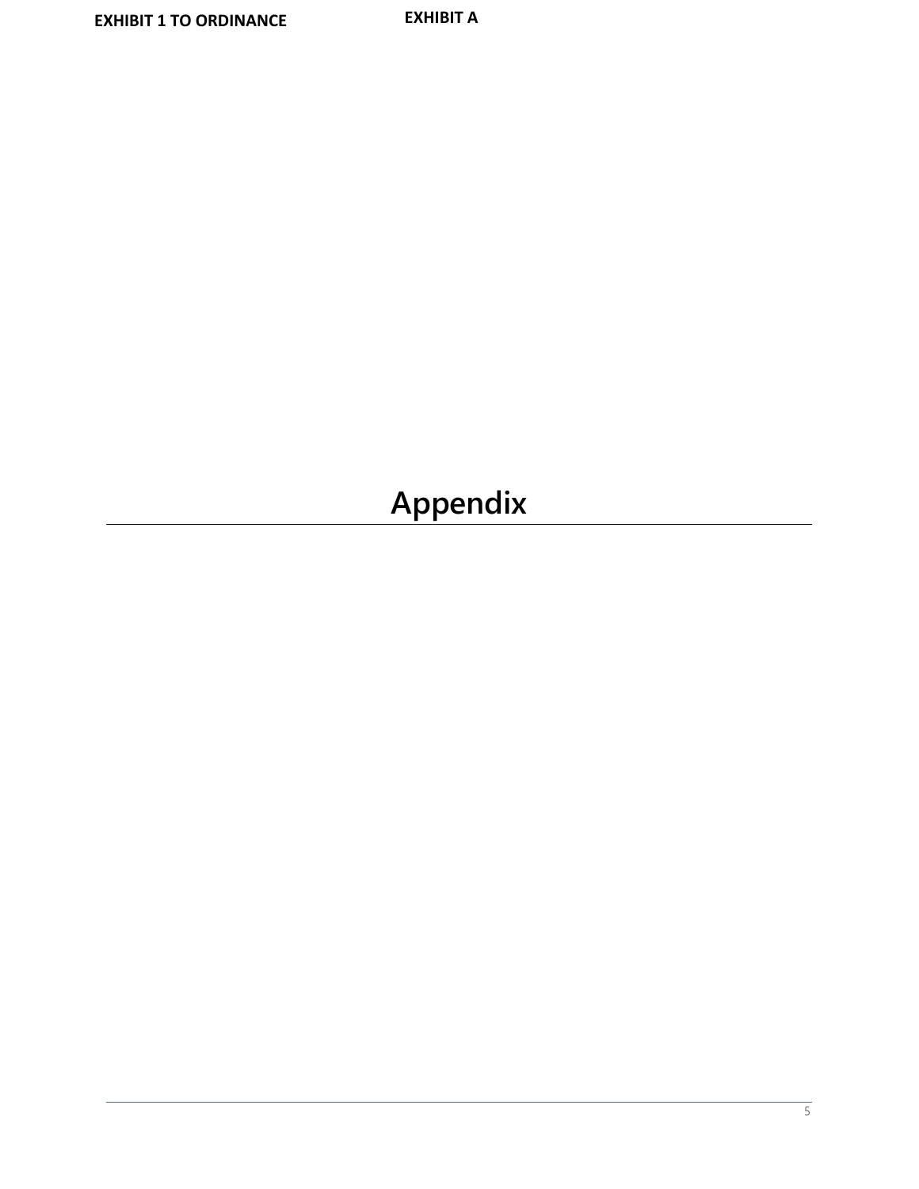EXHIBIT 1 TO ORDINANCE

EXHIBIT A

# Appendix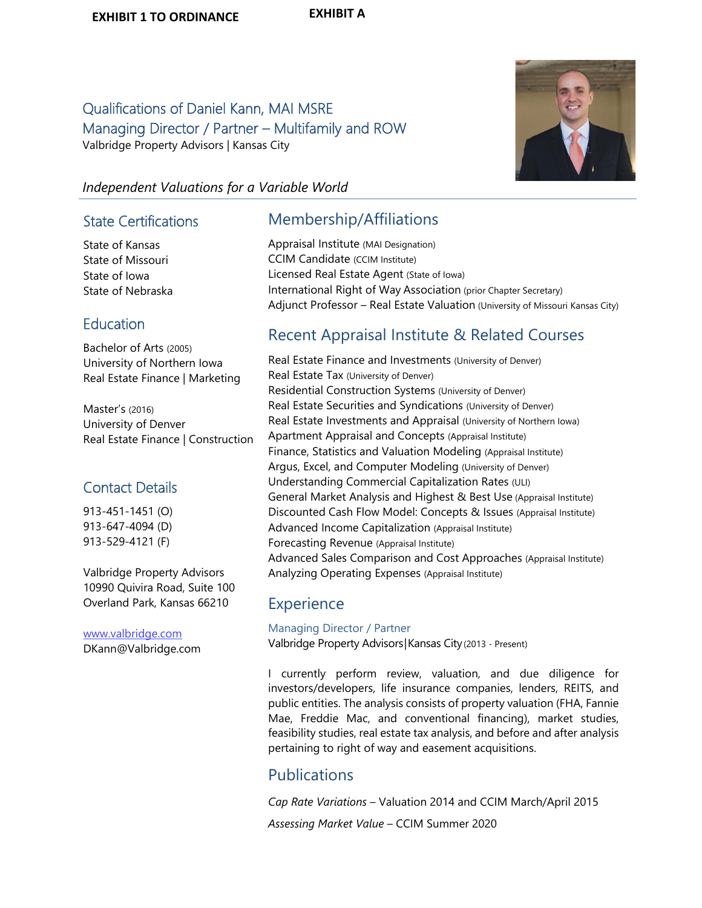**EXHIBIT 1 TO ORDINANCE** **EXHIBIT A**

# Qualifications of Daniel Kann, MAI MSRE
## Managing Director / Partner – Multifamily and ROW

Valbridge Property Advisors | Kansas City

*Independent Valuations for a Variable World*

## State Certifications

State of Kansas
State of Missouri
State of Iowa
State of Nebraska

## Education

Bachelor of Arts (2005)
University of Northern Iowa
Real Estate Finance | Marketing

Master's (2016)
University of Denver
Real Estate Finance | Construction

## Contact Details

913-451-1451 (O)
913-647-4094 (D)
913-529-4121 (F)

Valbridge Property Advisors
10990 Quivira Road, Suite 100
Overland Park, Kansas 66210

www.valbridge.com
DKann@Valbridge.com

## Membership/Affiliations

Appraisal Institute (MAI Designation)
CCIM Candidate (CCIM Institute)
Licensed Real Estate Agent (State of Iowa)
International Right of Way Association (prior Chapter Secretary)
Adjunct Professor – Real Estate Valuation (University of Missouri Kansas City)

## Recent Appraisal Institute & Related Courses

Real Estate Finance and Investments (University of Denver)
Real Estate Tax (University of Denver)
Residential Construction Systems (University of Denver)
Real Estate Securities and Syndications (University of Denver)
Real Estate Investments and Appraisal (University of Northern Iowa)
Apartment Appraisal and Concepts (Appraisal Institute)
Finance, Statistics and Valuation Modeling (Appraisal Institute)
Argus, Excel, and Computer Modeling (University of Denver)
Understanding Commercial Capitalization Rates (ULI)
General Market Analysis and Highest & Best Use (Appraisal Institute)
Discounted Cash Flow Model: Concepts & Issues (Appraisal Institute)
Advanced Income Capitalization (Appraisal Institute)
Forecasting Revenue (Appraisal Institute)
Advanced Sales Comparison and Cost Approaches (Appraisal Institute)
Analyzing Operating Expenses (Appraisal Institute)

## Experience

Managing Director / Partner
Valbridge Property Advisors|Kansas City (2013 - Present)

I currently perform review, valuation, and due diligence for investors/developers, life insurance companies, lenders, REITS, and public entities. The analysis consists of property valuation (FHA, Fannie Mae, Freddie Mac, and conventional financing), market studies, feasibility studies, real estate tax analysis, and before and after analysis pertaining to right of way and easement acquisitions.

## Publications

*Cap Rate Variations* – Valuation 2014 and CCIM March/April 2015

*Assessing Market Value* – CCIM Summer 2020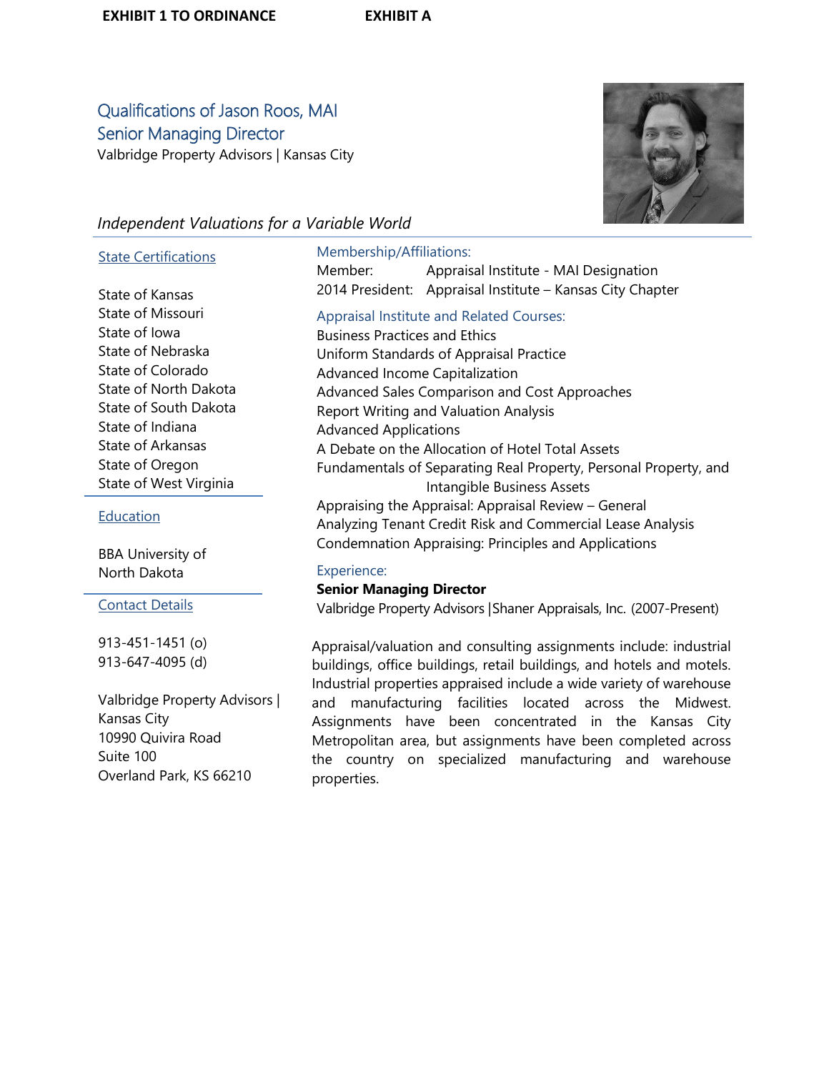**EXHIBIT 1 TO ORDINANCE** **EXHIBIT A**

# Qualifications of Jason Roos, MAI
## Senior Managing Director
Valbridge Property Advisors | Kansas City

*Independent Valuations for a Variable World*

### State Certifications

State of Kansas
State of Missouri
State of Iowa
State of Nebraska
State of Colorado
State of North Dakota
State of South Dakota
State of Indiana
State of Arkansas
State of Oregon
State of West Virginia

### Education

BBA University of North Dakota

### Contact Details

913-451-1451 (o)
913-647-4095 (d)

Valbridge Property Advisors | Kansas City
10990 Quivira Road
Suite 100
Overland Park, KS 66210

### Membership/Affiliations:

Member: Appraisal Institute - MAI Designation
2014 President: Appraisal Institute – Kansas City Chapter

### Appraisal Institute and Related Courses:

Business Practices and Ethics
Uniform Standards of Appraisal Practice
Advanced Income Capitalization
Advanced Sales Comparison and Cost Approaches
Report Writing and Valuation Analysis
Advanced Applications
A Debate on the Allocation of Hotel Total Assets
Fundamentals of Separating Real Property, Personal Property, and Intangible Business Assets
Appraising the Appraisal: Appraisal Review – General
Analyzing Tenant Credit Risk and Commercial Lease Analysis
Condemnation Appraising: Principles and Applications

### Experience:

**Senior Managing Director**
Valbridge Property Advisors |Shaner Appraisals, Inc. (2007-Present)

Appraisal/valuation and consulting assignments include: industrial buildings, office buildings, retail buildings, and hotels and motels. Industrial properties appraised include a wide variety of warehouse and manufacturing facilities located across the Midwest. Assignments have been concentrated in the Kansas City Metropolitan area, but assignments have been completed across the country on specialized manufacturing and warehouse properties.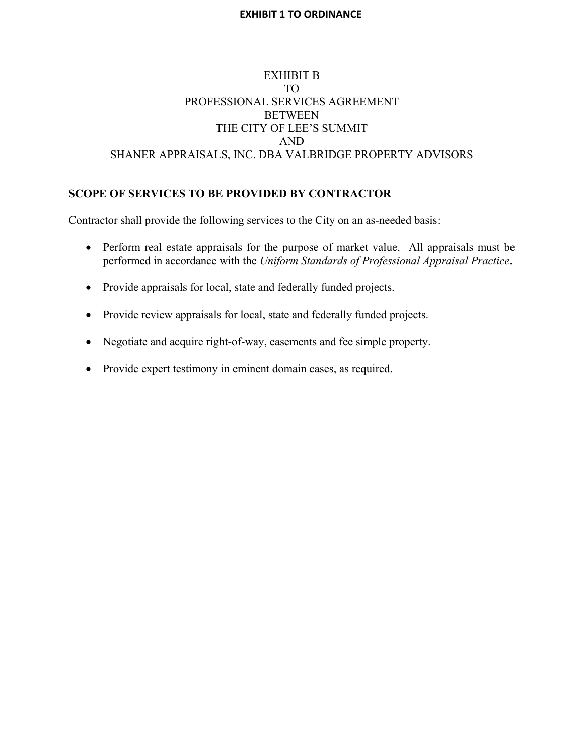**EXHIBIT 1 TO ORDINANCE**

EXHIBIT B
TO
PROFESSIONAL SERVICES AGREEMENT
BETWEEN
THE CITY OF LEE'S SUMMIT
AND
SHANER APPRAISALS, INC. DBA VALBRIDGE PROPERTY ADVISORS

**SCOPE OF SERVICES TO BE PROVIDED BY CONTRACTOR**

Contractor shall provide the following services to the City on an as-needed basis:

- Perform real estate appraisals for the purpose of market value. All appraisals must be performed in accordance with the *Uniform Standards of Professional Appraisal Practice*.
- Provide appraisals for local, state and federally funded projects.
- Provide review appraisals for local, state and federally funded projects.
- Negotiate and acquire right-of-way, easements and fee simple property.
- Provide expert testimony in eminent domain cases, as required.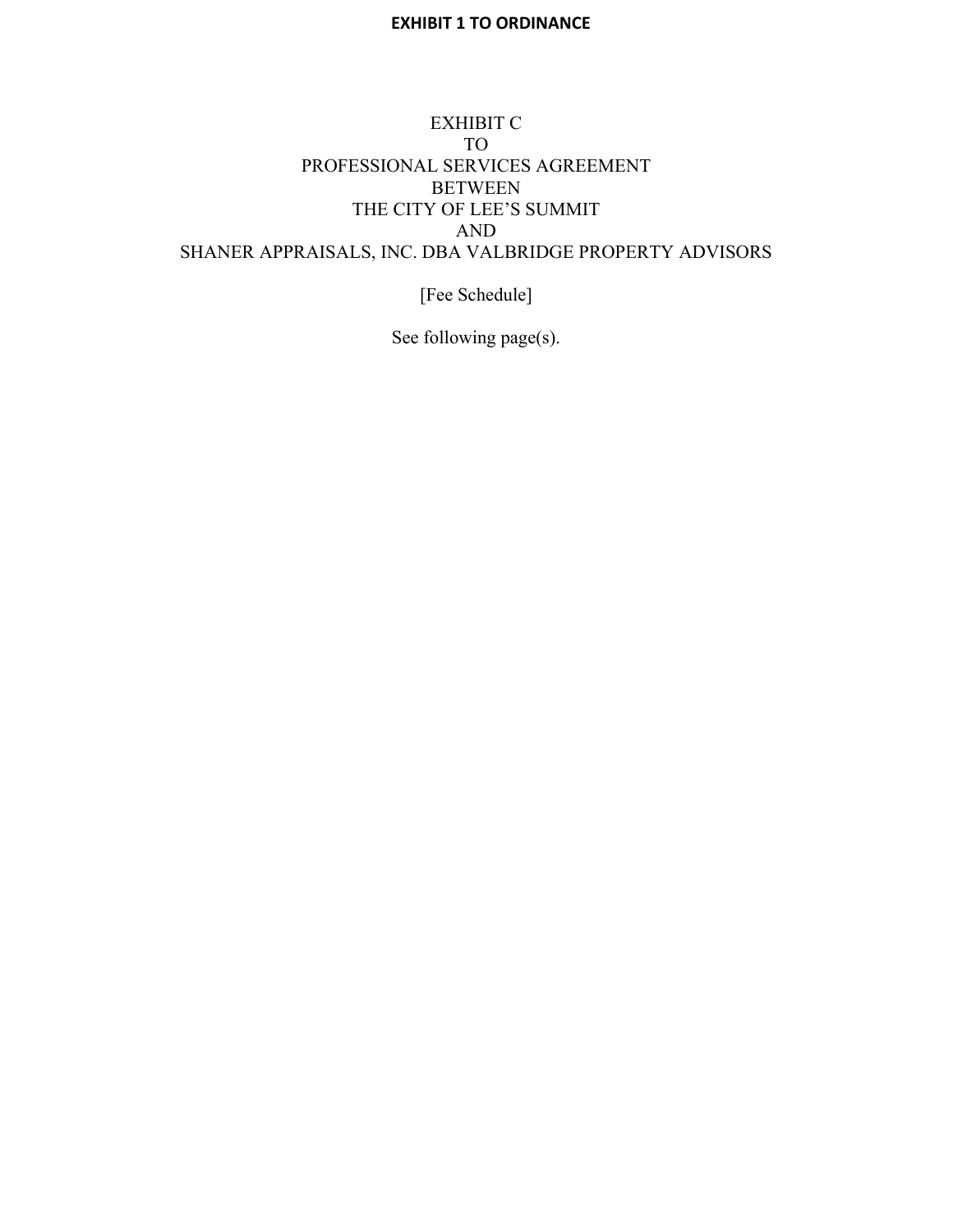**EXHIBIT 1 TO ORDINANCE**

EXHIBIT C
TO
PROFESSIONAL SERVICES AGREEMENT
BETWEEN
THE CITY OF LEE'S SUMMIT
AND
SHANER APPRAISALS, INC. DBA VALBRIDGE PROPERTY ADVISORS

[Fee Schedule]

See following page(s).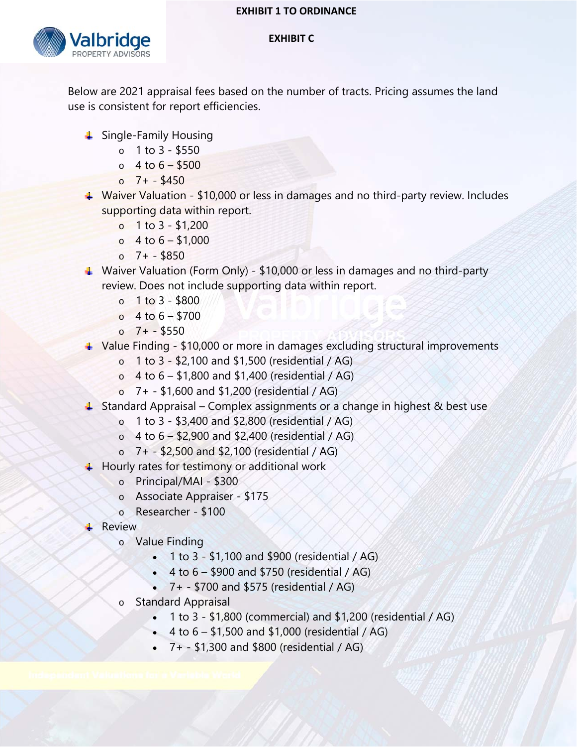**EXHIBIT 1 TO ORDINANCE**

**EXHIBIT C**

Valbridge PROPERTY ADVISORS

Below are 2021 appraisal fees based on the number of tracts. Pricing assumes the land use is consistent for report efficiencies.

- Single-Family Housing
  - 1 to 3 - $550
  - 4 to 6 – $500
  - 7+ - $450
- Waiver Valuation - $10,000 or less in damages and no third-party review. Includes supporting data within report.
  - 1 to 3 - $1,200
  - 4 to 6 – $1,000
  - 7+ - $850
- Waiver Valuation (Form Only) - $10,000 or less in damages and no third-party review. Does not include supporting data within report.
  - 1 to 3 - $800
  - 4 to 6 – $700
  - 7+ - $550
- Value Finding - $10,000 or more in damages excluding structural improvements
  - 1 to 3 - $2,100 and $1,500 (residential / AG)
  - 4 to 6 – $1,800 and $1,400 (residential / AG)
  - 7+ - $1,600 and $1,200 (residential / AG)
- Standard Appraisal – Complex assignments or a change in highest & best use
  - 1 to 3 - $3,400 and $2,800 (residential / AG)
  - 4 to 6 – $2,900 and $2,400 (residential / AG)
  - 7+ - $2,500 and $2,100 (residential / AG)
- Hourly rates for testimony or additional work
  - Principal/MAI - $300
  - Associate Appraiser - $175
  - Researcher - $100
- Review
  - Value Finding
    - 1 to 3 - $1,100 and $900 (residential / AG)
    - 4 to 6 – $900 and $750 (residential / AG)
    - 7+ - $700 and $575 (residential / AG)
  - Standard Appraisal
    - 1 to 3 - $1,800 (commercial) and $1,200 (residential / AG)
    - 4 to 6 – $1,500 and $1,000 (residential / AG)
    - 7+ - $1,300 and $800 (residential / AG)

Independent Valuations for a Variable World